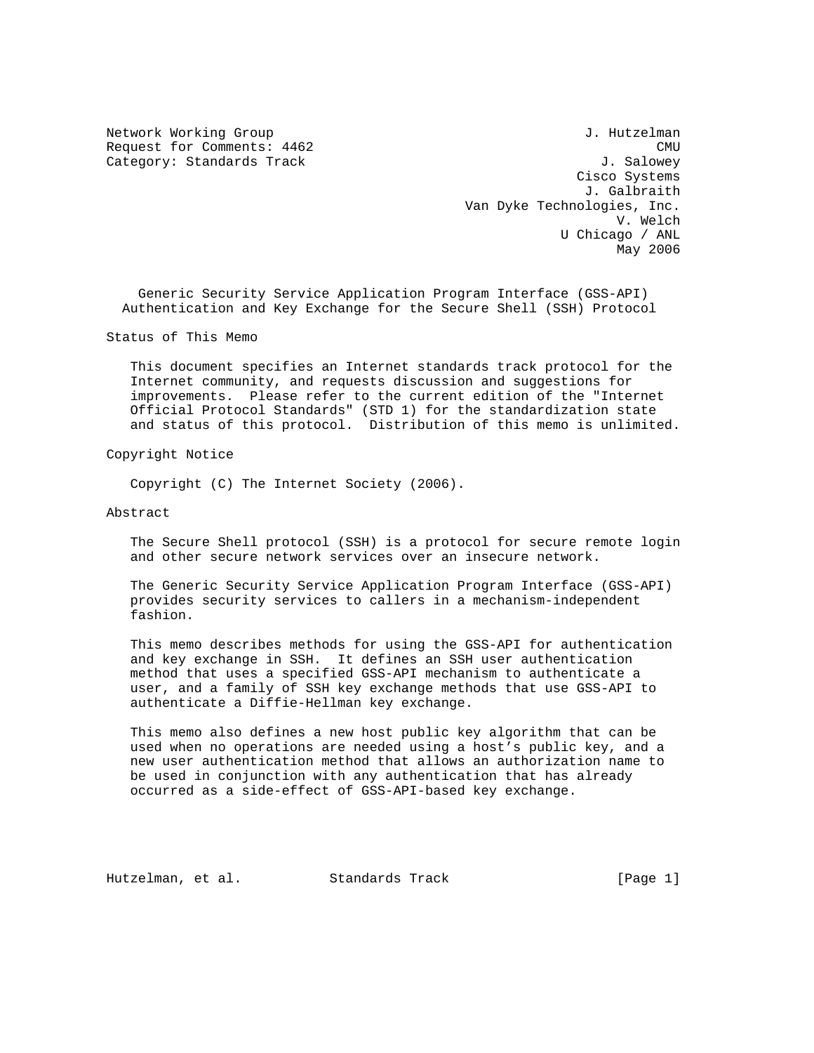Network Working Group J. Hutzelman
Request for Comments: 4462 CMU
Category: Standards Track J. Salowey
Cisco Systems
J. Galbraith
Van Dyke Technologies, Inc.
V. Welch
U Chicago / ANL
May 2006

# Generic Security Service Application Program Interface (GSS-API) Authentication and Key Exchange for the Secure Shell (SSH) Protocol

## Status of This Memo

This document specifies an Internet standards track protocol for the Internet community, and requests discussion and suggestions for improvements. Please refer to the current edition of the "Internet Official Protocol Standards" (STD 1) for the standardization state and status of this protocol. Distribution of this memo is unlimited.

## Copyright Notice

Copyright (C) The Internet Society (2006).

## Abstract

The Secure Shell protocol (SSH) is a protocol for secure remote login and other secure network services over an insecure network.

The Generic Security Service Application Program Interface (GSS-API) provides security services to callers in a mechanism-independent fashion.

This memo describes methods for using the GSS-API for authentication and key exchange in SSH. It defines an SSH user authentication method that uses a specified GSS-API mechanism to authenticate a user, and a family of SSH key exchange methods that use GSS-API to authenticate a Diffie-Hellman key exchange.

This memo also defines a new host public key algorithm that can be used when no operations are needed using a host's public key, and a new user authentication method that allows an authorization name to be used in conjunction with any authentication that has already occurred as a side-effect of GSS-API-based key exchange.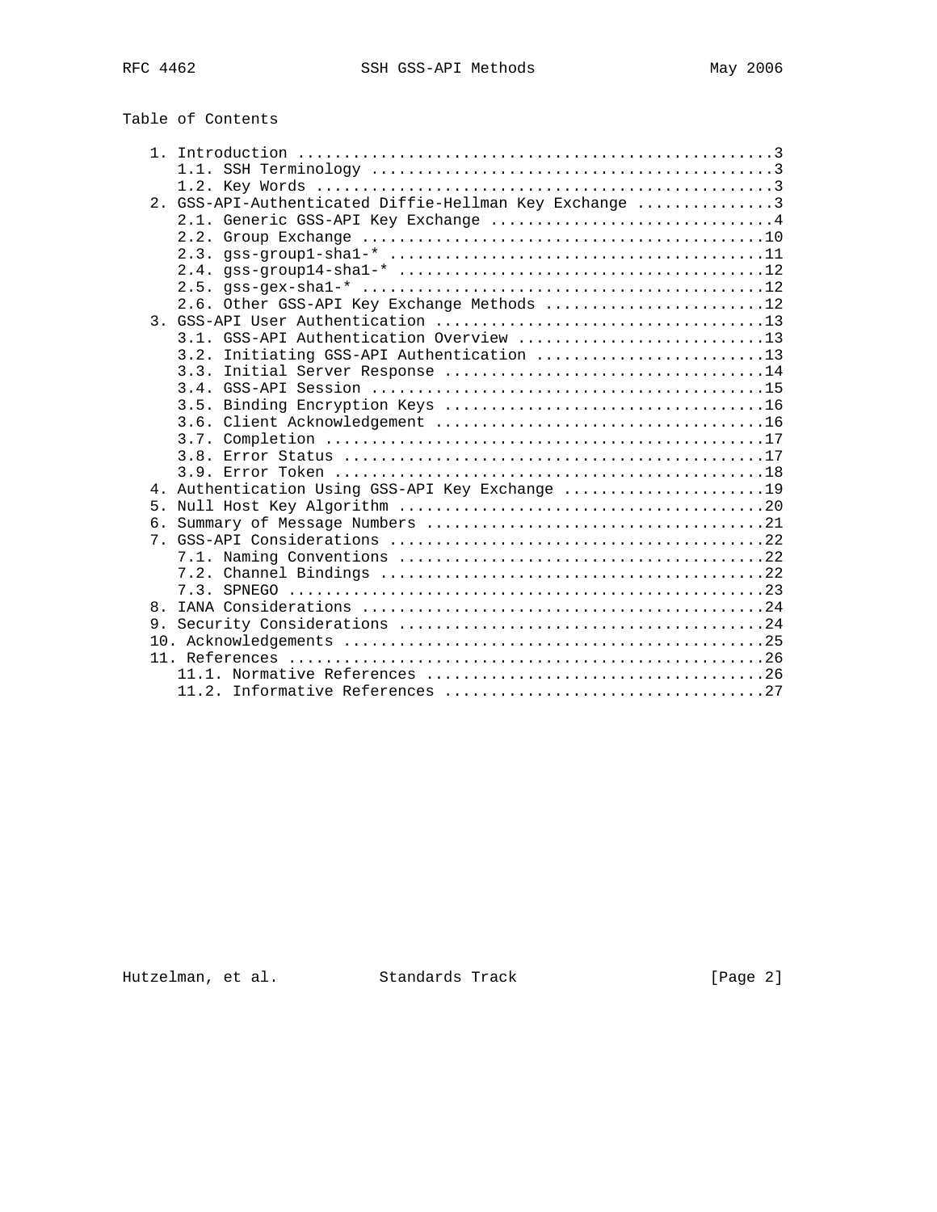Table of Contents

```
   1. Introduction ....................................................3
      1.1. SSH Terminology ............................................3
      1.2. Key Words ..................................................3
   2. GSS-API-Authenticated Diffie-Hellman Key Exchange ...............3
      2.1. Generic GSS-API Key Exchange ...............................4
      2.2. Group Exchange ............................................10
      2.3. gss-group1-sha1-* .........................................11
      2.4. gss-group14-sha1-* ........................................12
      2.5. gss-gex-sha1-* ............................................12
      2.6. Other GSS-API Key Exchange Methods ........................12
   3. GSS-API User Authentication ....................................13
      3.1. GSS-API Authentication Overview ...........................13
      3.2. Initiating GSS-API Authentication .........................13
      3.3. Initial Server Response ...................................14
      3.4. GSS-API Session ...........................................15
      3.5. Binding Encryption Keys ...................................16
      3.6. Client Acknowledgement ....................................16
      3.7. Completion ................................................17
      3.8. Error Status ..............................................17
      3.9. Error Token ...............................................18
   4. Authentication Using GSS-API Key Exchange ......................19
   5. Null Host Key Algorithm ........................................20
   6. Summary of Message Numbers .....................................21
   7. GSS-API Considerations .........................................22
      7.1. Naming Conventions ........................................22
      7.2. Channel Bindings ..........................................22
      7.3. SPNEGO ....................................................23
   8. IANA Considerations ............................................24
   9. Security Considerations ........................................24
   10. Acknowledgements ..............................................25
   11. References ....................................................26
      11.1. Normative References .....................................26
      11.2. Informative References ...................................27
```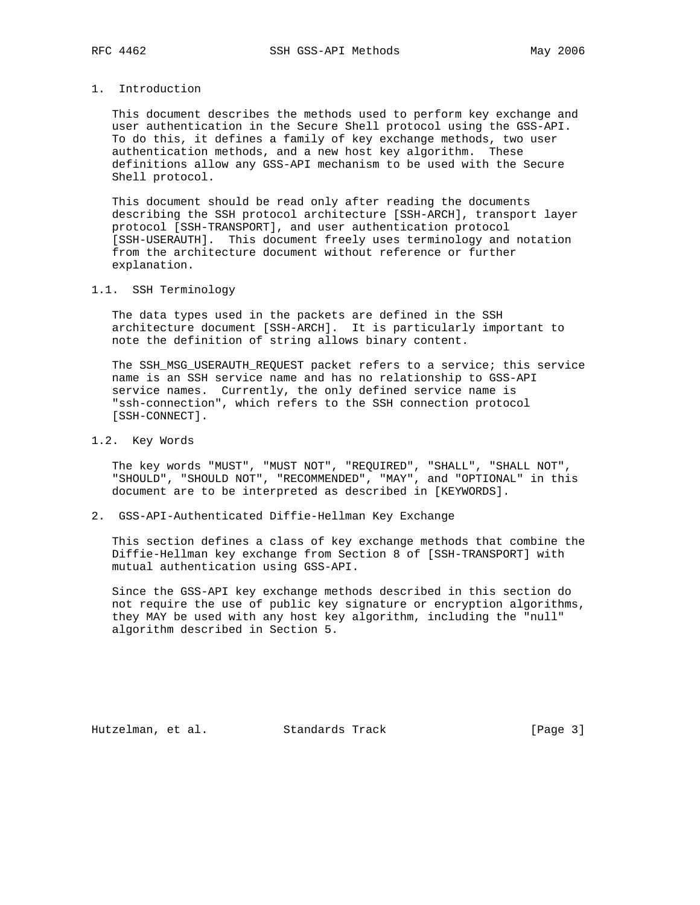# 1. Introduction

This document describes the methods used to perform key exchange and user authentication in the Secure Shell protocol using the GSS-API. To do this, it defines a family of key exchange methods, two user authentication methods, and a new host key algorithm. These definitions allow any GSS-API mechanism to be used with the Secure Shell protocol.

This document should be read only after reading the documents describing the SSH protocol architecture [SSH-ARCH], transport layer protocol [SSH-TRANSPORT], and user authentication protocol [SSH-USERAUTH]. This document freely uses terminology and notation from the architecture document without reference or further explanation.

## 1.1. SSH Terminology

The data types used in the packets are defined in the SSH architecture document [SSH-ARCH]. It is particularly important to note the definition of string allows binary content.

The SSH_MSG_USERAUTH_REQUEST packet refers to a service; this service name is an SSH service name and has no relationship to GSS-API service names. Currently, the only defined service name is "ssh-connection", which refers to the SSH connection protocol [SSH-CONNECT].

## 1.2. Key Words

The key words "MUST", "MUST NOT", "REQUIRED", "SHALL", "SHALL NOT", "SHOULD", "SHOULD NOT", "RECOMMENDED", "MAY", and "OPTIONAL" in this document are to be interpreted as described in [KEYWORDS].

# 2. GSS-API-Authenticated Diffie-Hellman Key Exchange

This section defines a class of key exchange methods that combine the Diffie-Hellman key exchange from Section 8 of [SSH-TRANSPORT] with mutual authentication using GSS-API.

Since the GSS-API key exchange methods described in this section do not require the use of public key signature or encryption algorithms, they MAY be used with any host key algorithm, including the "null" algorithm described in Section 5.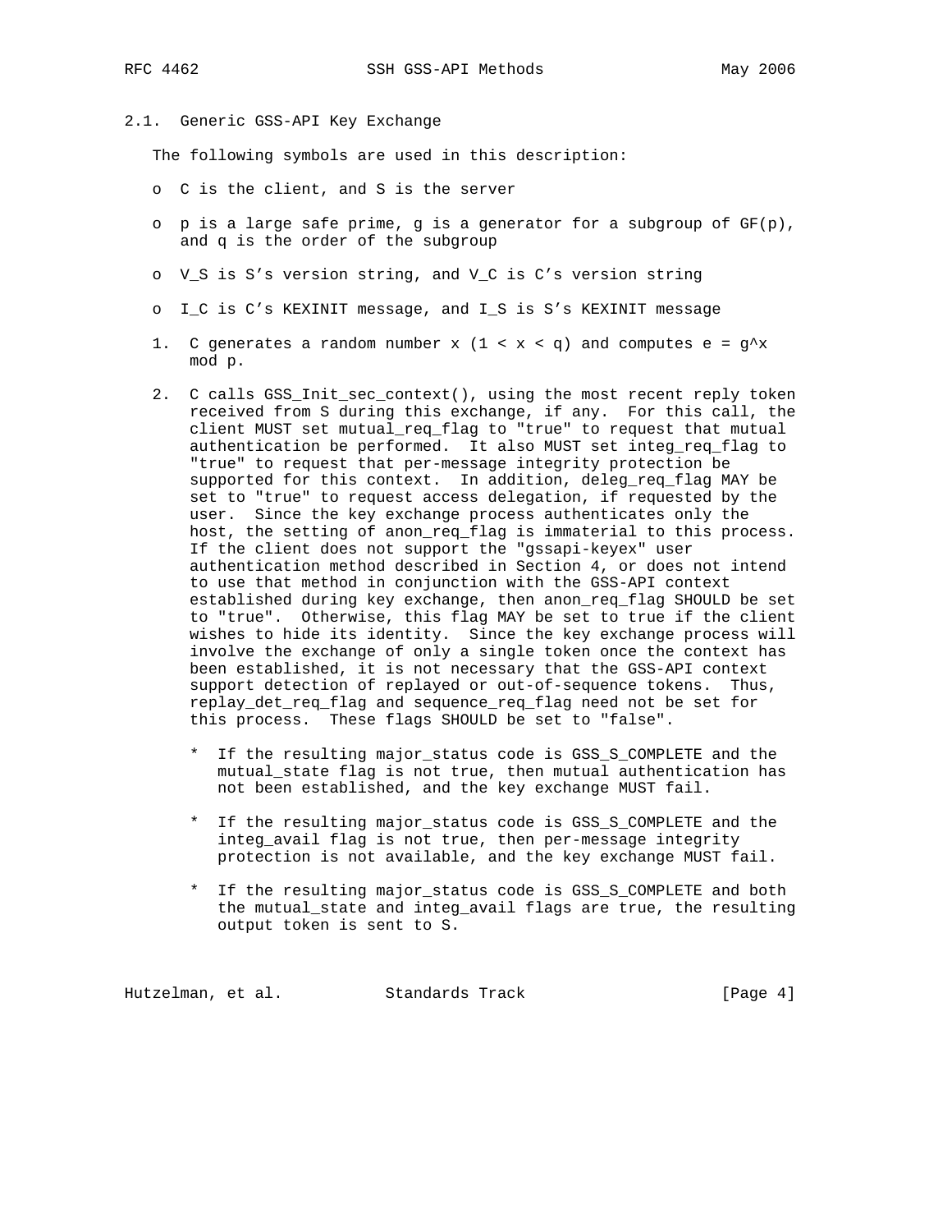### 2.1. Generic GSS-API Key Exchange

The following symbols are used in this description:

- C is the client, and S is the server
- p is a large safe prime, g is a generator for a subgroup of GF(p), and q is the order of the subgroup
- V_S is S's version string, and V_C is C's version string
- I_C is C's KEXINIT message, and I_S is S's KEXINIT message

1. C generates a random number x ($1 < x < q$) and computes $e = g^x \mod p$.

2. C calls GSS_Init_sec_context(), using the most recent reply token received from S during this exchange, if any. For this call, the client MUST set mutual_req_flag to "true" to request that mutual authentication be performed. It also MUST set integ_req_flag to "true" to request that per-message integrity protection be supported for this context. In addition, deleg_req_flag MAY be set to "true" to request access delegation, if requested by the user. Since the key exchange process authenticates only the host, the setting of anon_req_flag is immaterial to this process. If the client does not support the "gssapi-keyex" user authentication method described in Section 4, or does not intend to use that method in conjunction with the GSS-API context established during key exchange, then anon_req_flag SHOULD be set to "true". Otherwise, this flag MAY be set to true if the client wishes to hide its identity. Since the key exchange process will involve the exchange of only a single token once the context has been established, it is not necessary that the GSS-API context support detection of replayed or out-of-sequence tokens. Thus, replay_det_req_flag and sequence_req_flag need not be set for this process. These flags SHOULD be set to "false".

   * If the resulting major_status code is GSS_S_COMPLETE and the mutual_state flag is not true, then mutual authentication has not been established, and the key exchange MUST fail.

   * If the resulting major_status code is GSS_S_COMPLETE and the integ_avail flag is not true, then per-message integrity protection is not available, and the key exchange MUST fail.

   * If the resulting major_status code is GSS_S_COMPLETE and both the mutual_state and integ_avail flags are true, the resulting output token is sent to S.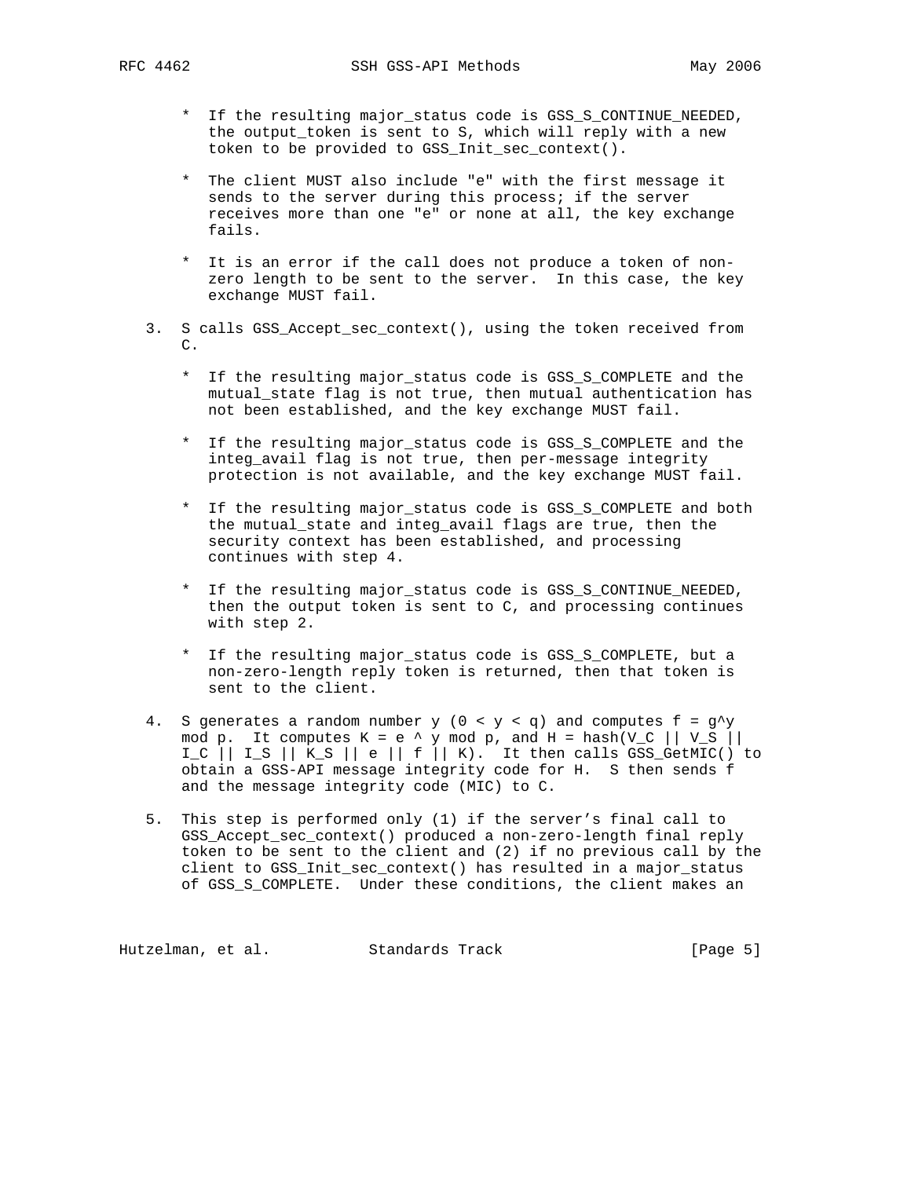* If the resulting major_status code is GSS_S_CONTINUE_NEEDED, the output_token is sent to S, which will reply with a new token to be provided to GSS_Init_sec_context().

   * The client MUST also include "e" with the first message it sends to the server during this process; if the server receives more than one "e" or none at all, the key exchange fails.

   * It is an error if the call does not produce a token of non-zero length to be sent to the server. In this case, the key exchange MUST fail.

3. S calls GSS_Accept_sec_context(), using the token received from C.

   * If the resulting major_status code is GSS_S_COMPLETE and the mutual_state flag is not true, then mutual authentication has not been established, and the key exchange MUST fail.

   * If the resulting major_status code is GSS_S_COMPLETE and the integ_avail flag is not true, then per-message integrity protection is not available, and the key exchange MUST fail.

   * If the resulting major_status code is GSS_S_COMPLETE and both the mutual_state and integ_avail flags are true, then the security context has been established, and processing continues with step 4.

   * If the resulting major_status code is GSS_S_CONTINUE_NEEDED, then the output token is sent to C, and processing continues with step 2.

   * If the resulting major_status code is GSS_S_COMPLETE, but a non-zero-length reply token is returned, then that token is sent to the client.

4. S generates a random number y ($0 < y < q$) and computes $f = g^y \bmod p$. It computes $K = e^y \bmod p$, and $H = hash(V_C || V_S || I_C || I_S || K_S || e || f || K)$. It then calls GSS_GetMIC() to obtain a GSS-API message integrity code for H. S then sends f and the message integrity code (MIC) to C.

5. This step is performed only (1) if the server's final call to GSS_Accept_sec_context() produced a non-zero-length final reply token to be sent to the client and (2) if no previous call by the client to GSS_Init_sec_context() has resulted in a major_status of GSS_S_COMPLETE. Under these conditions, the client makes an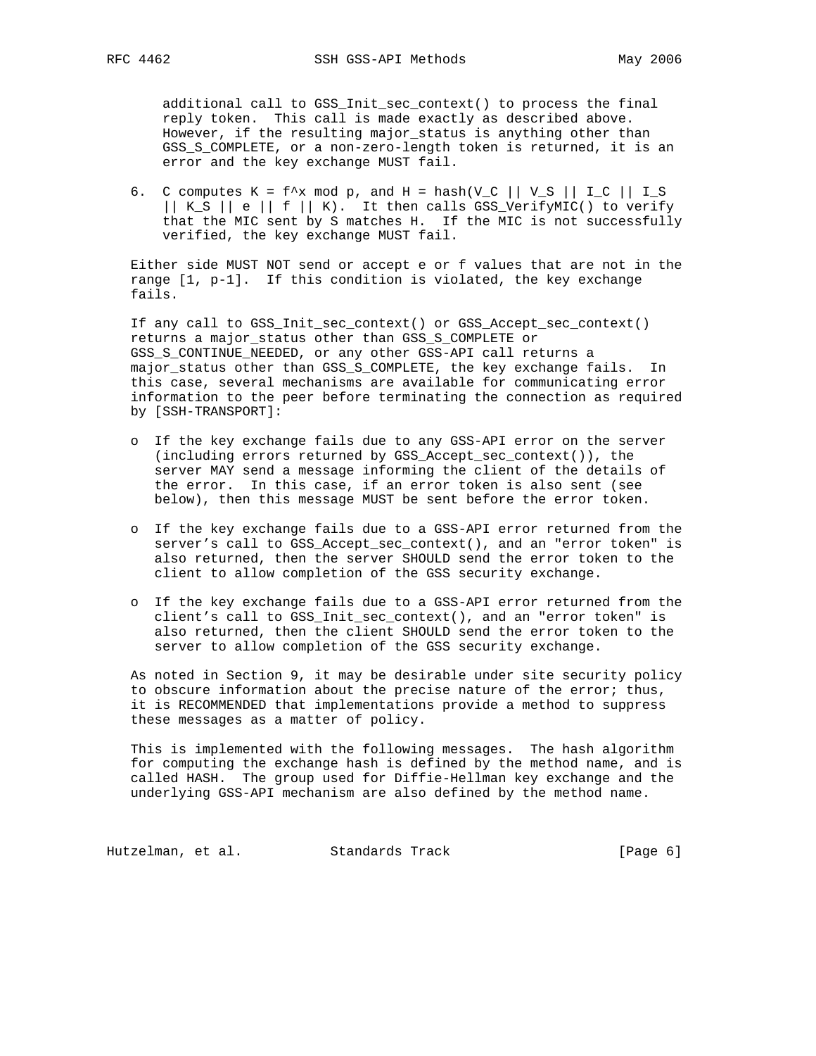additional call to GSS_Init_sec_context() to process the final reply token. This call is made exactly as described above. However, if the resulting major_status is anything other than GSS_S_COMPLETE, or a non-zero-length token is returned, it is an error and the key exchange MUST fail.

6. C computes $K = f^x \bmod p$, and $H = hash(V_C || V_S || I_C || I_S || K_S || e || f || K)$. It then calls GSS_VerifyMIC() to verify that the MIC sent by S matches H. If the MIC is not successfully verified, the key exchange MUST fail.

Either side MUST NOT send or accept e or f values that are not in the range [1, p-1]. If this condition is violated, the key exchange fails.

If any call to GSS_Init_sec_context() or GSS_Accept_sec_context() returns a major_status other than GSS_S_COMPLETE or GSS_S_CONTINUE_NEEDED, or any other GSS-API call returns a major_status other than GSS_S_COMPLETE, the key exchange fails. In this case, several mechanisms are available for communicating error information to the peer before terminating the connection as required by [SSH-TRANSPORT]:

- If the key exchange fails due to any GSS-API error on the server (including errors returned by GSS_Accept_sec_context()), the server MAY send a message informing the client of the details of the error. In this case, if an error token is also sent (see below), then this message MUST be sent before the error token.

- If the key exchange fails due to a GSS-API error returned from the server's call to GSS_Accept_sec_context(), and an "error token" is also returned, then the server SHOULD send the error token to the client to allow completion of the GSS security exchange.

- If the key exchange fails due to a GSS-API error returned from the client's call to GSS_Init_sec_context(), and an "error token" is also returned, then the client SHOULD send the error token to the server to allow completion of the GSS security exchange.

As noted in Section 9, it may be desirable under site security policy to obscure information about the precise nature of the error; thus, it is RECOMMENDED that implementations provide a method to suppress these messages as a matter of policy.

This is implemented with the following messages. The hash algorithm for computing the exchange hash is defined by the method name, and is called HASH. The group used for Diffie-Hellman key exchange and the underlying GSS-API mechanism are also defined by the method name.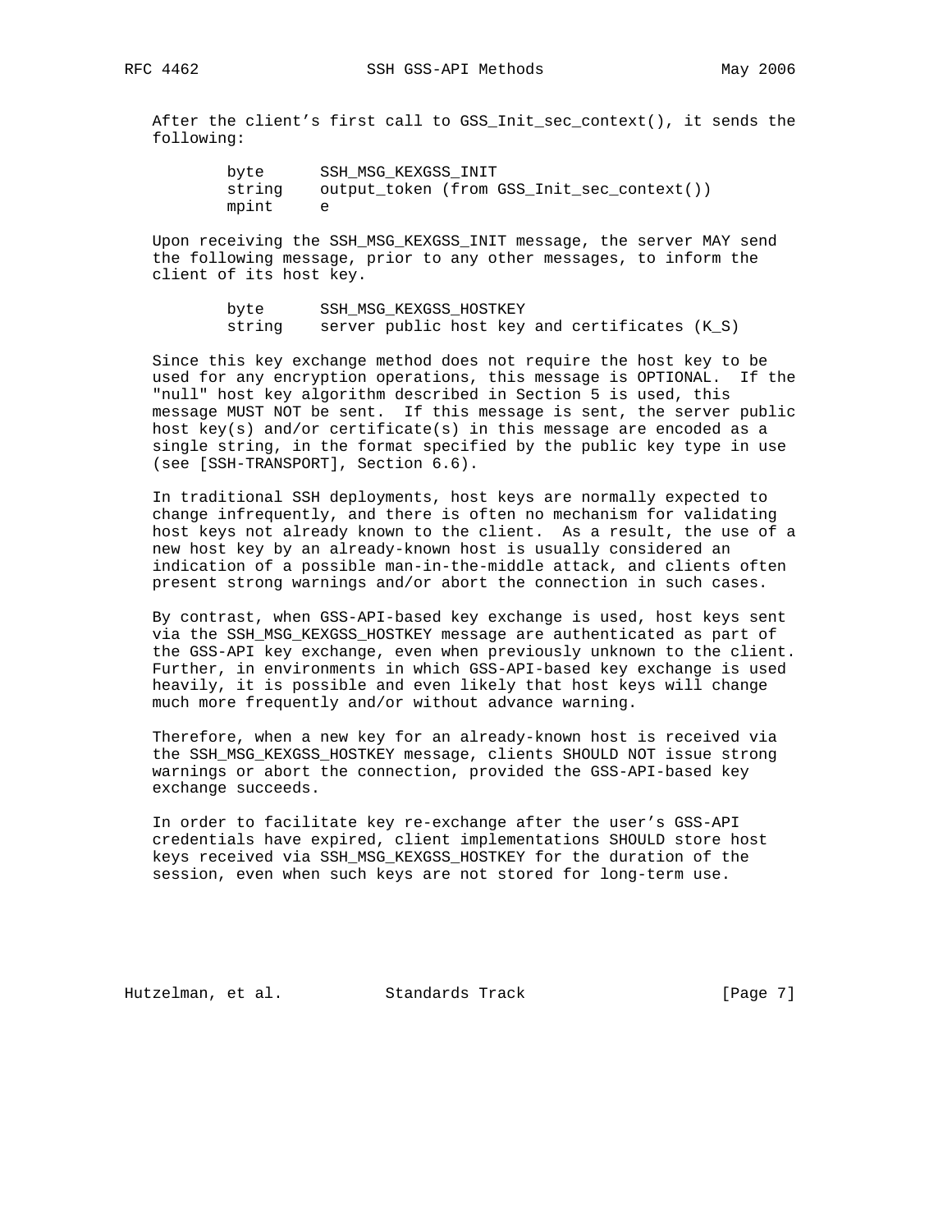After the client's first call to GSS_Init_sec_context(), it sends the following:

```
byte      SSH_MSG_KEXGSS_INIT
string    output_token (from GSS_Init_sec_context())
mpint     e
```

Upon receiving the SSH_MSG_KEXGSS_INIT message, the server MAY send the following message, prior to any other messages, to inform the client of its host key.

```
byte      SSH_MSG_KEXGSS_HOSTKEY
string    server public host key and certificates (K_S)
```

Since this key exchange method does not require the host key to be used for any encryption operations, this message is OPTIONAL. If the "null" host key algorithm described in Section 5 is used, this message MUST NOT be sent. If this message is sent, the server public host key(s) and/or certificate(s) in this message are encoded as a single string, in the format specified by the public key type in use (see [SSH-TRANSPORT], Section 6.6).

In traditional SSH deployments, host keys are normally expected to change infrequently, and there is often no mechanism for validating host keys not already known to the client. As a result, the use of a new host key by an already-known host is usually considered an indication of a possible man-in-the-middle attack, and clients often present strong warnings and/or abort the connection in such cases.

By contrast, when GSS-API-based key exchange is used, host keys sent via the SSH_MSG_KEXGSS_HOSTKEY message are authenticated as part of the GSS-API key exchange, even when previously unknown to the client. Further, in environments in which GSS-API-based key exchange is used heavily, it is possible and even likely that host keys will change much more frequently and/or without advance warning.

Therefore, when a new key for an already-known host is received via the SSH_MSG_KEXGSS_HOSTKEY message, clients SHOULD NOT issue strong warnings or abort the connection, provided the GSS-API-based key exchange succeeds.

In order to facilitate key re-exchange after the user's GSS-API credentials have expired, client implementations SHOULD store host keys received via SSH_MSG_KEXGSS_HOSTKEY for the duration of the session, even when such keys are not stored for long-term use.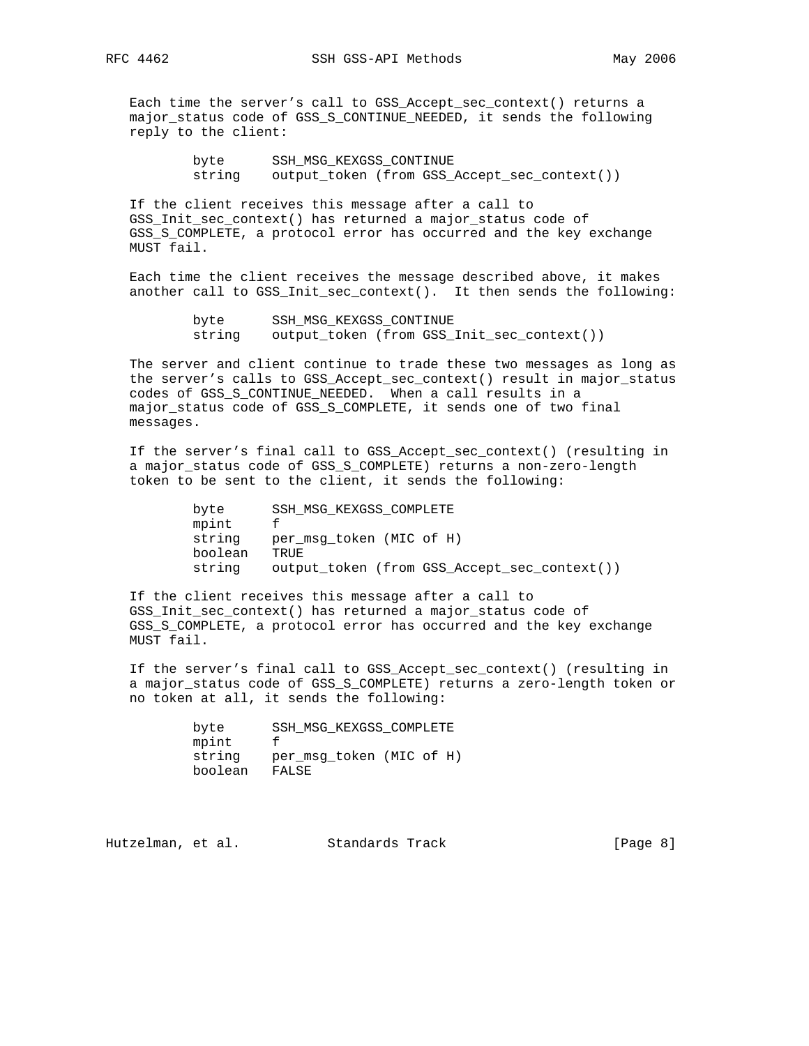Each time the server's call to GSS_Accept_sec_context() returns a major_status code of GSS_S_CONTINUE_NEEDED, it sends the following reply to the client:

```
byte      SSH_MSG_KEXGSS_CONTINUE
string    output_token (from GSS_Accept_sec_context())
```

If the client receives this message after a call to GSS_Init_sec_context() has returned a major_status code of GSS_S_COMPLETE, a protocol error has occurred and the key exchange MUST fail.

Each time the client receives the message described above, it makes another call to GSS_Init_sec_context(). It then sends the following:

```
byte      SSH_MSG_KEXGSS_CONTINUE
string    output_token (from GSS_Init_sec_context())
```

The server and client continue to trade these two messages as long as the server's calls to GSS_Accept_sec_context() result in major_status codes of GSS_S_CONTINUE_NEEDED. When a call results in a major_status code of GSS_S_COMPLETE, it sends one of two final messages.

If the server's final call to GSS_Accept_sec_context() (resulting in a major_status code of GSS_S_COMPLETE) returns a non-zero-length token to be sent to the client, it sends the following:

```
byte      SSH_MSG_KEXGSS_COMPLETE
mpint     f
string    per_msg_token (MIC of H)
boolean   TRUE
string    output_token (from GSS_Accept_sec_context())
```

If the client receives this message after a call to GSS_Init_sec_context() has returned a major_status code of GSS_S_COMPLETE, a protocol error has occurred and the key exchange MUST fail.

If the server's final call to GSS_Accept_sec_context() (resulting in a major_status code of GSS_S_COMPLETE) returns a zero-length token or no token at all, it sends the following:

```
byte      SSH_MSG_KEXGSS_COMPLETE
mpint     f
string    per_msg_token (MIC of H)
boolean   FALSE
```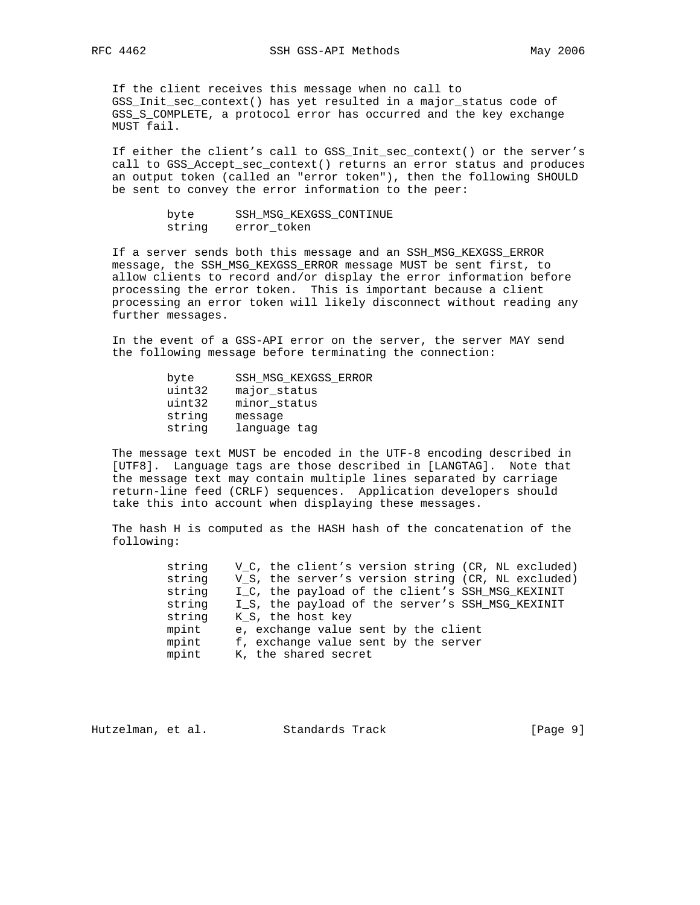If the client receives this message when no call to GSS_Init_sec_context() has yet resulted in a major_status code of GSS_S_COMPLETE, a protocol error has occurred and the key exchange MUST fail.

If either the client's call to GSS_Init_sec_context() or the server's call to GSS_Accept_sec_context() returns an error status and produces an output token (called an "error token"), then the following SHOULD be sent to convey the error information to the peer:

```
        byte      SSH_MSG_KEXGSS_CONTINUE
        string    error_token
```

If a server sends both this message and an SSH_MSG_KEXGSS_ERROR message, the SSH_MSG_KEXGSS_ERROR message MUST be sent first, to allow clients to record and/or display the error information before processing the error token. This is important because a client processing an error token will likely disconnect without reading any further messages.

In the event of a GSS-API error on the server, the server MAY send the following message before terminating the connection:

```
        byte      SSH_MSG_KEXGSS_ERROR
        uint32    major_status
        uint32    minor_status
        string    message
        string    language tag
```

The message text MUST be encoded in the UTF-8 encoding described in [UTF8]. Language tags are those described in [LANGTAG]. Note that the message text may contain multiple lines separated by carriage return-line feed (CRLF) sequences. Application developers should take this into account when displaying these messages.

The hash H is computed as the HASH hash of the concatenation of the following:

```
        string    V_C, the client's version string (CR, NL excluded)
        string    V_S, the server's version string (CR, NL excluded)
        string    I_C, the payload of the client's SSH_MSG_KEXINIT
        string    I_S, the payload of the server's SSH_MSG_KEXINIT
        string    K_S, the host key
        mpint     e, exchange value sent by the client
        mpint     f, exchange value sent by the server
        mpint     K, the shared secret
```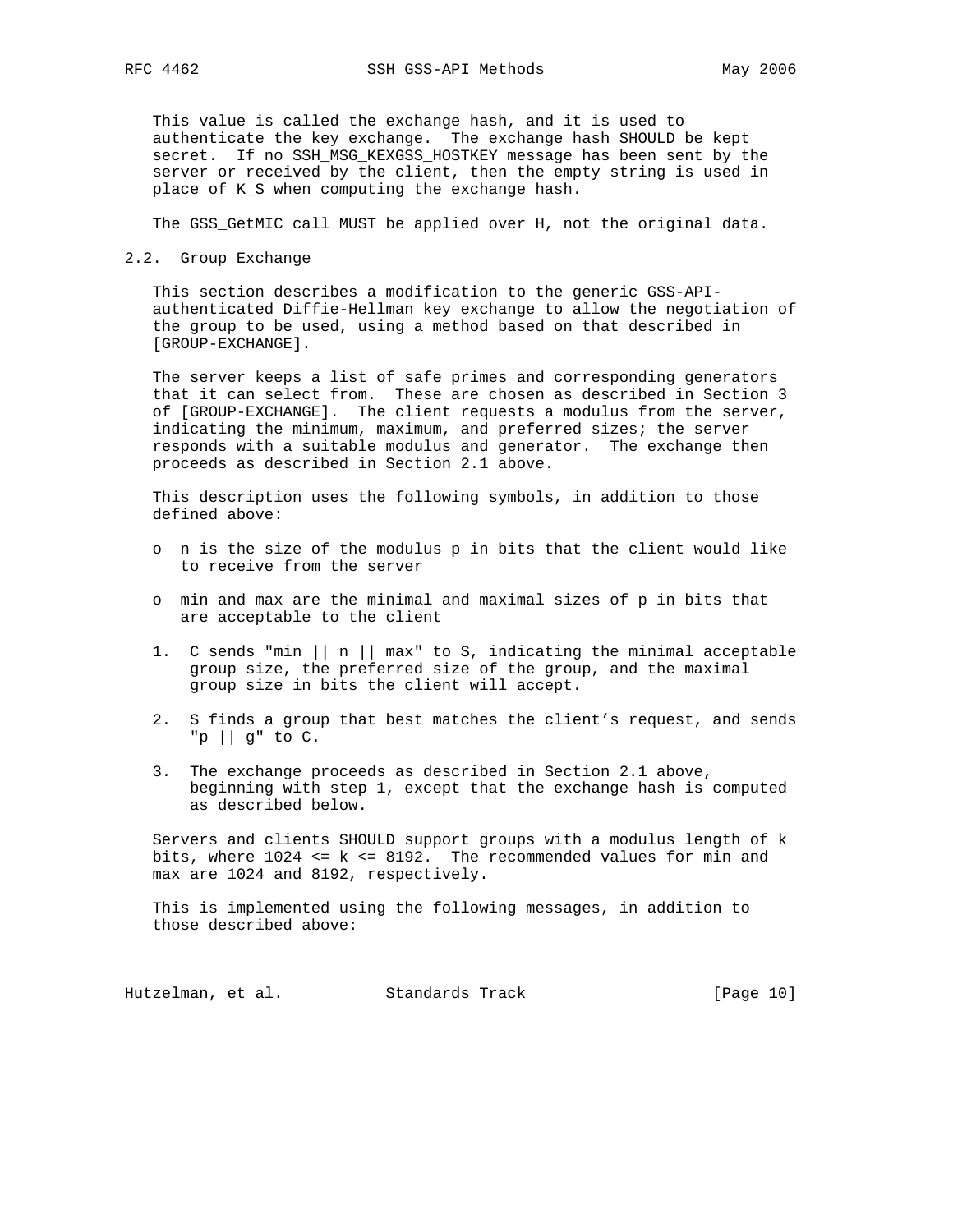This value is called the exchange hash, and it is used to authenticate the key exchange. The exchange hash SHOULD be kept secret. If no SSH_MSG_KEXGSS_HOSTKEY message has been sent by the server or received by the client, then the empty string is used in place of K_S when computing the exchange hash.

The GSS_GetMIC call MUST be applied over H, not the original data.

## 2.2. Group Exchange

This section describes a modification to the generic GSS-API-authenticated Diffie-Hellman key exchange to allow the negotiation of the group to be used, using a method based on that described in [GROUP-EXCHANGE].

The server keeps a list of safe primes and corresponding generators that it can select from. These are chosen as described in Section 3 of [GROUP-EXCHANGE]. The client requests a modulus from the server, indicating the minimum, maximum, and preferred sizes; the server responds with a suitable modulus and generator. The exchange then proceeds as described in Section 2.1 above.

This description uses the following symbols, in addition to those defined above:

- n is the size of the modulus p in bits that the client would like to receive from the server
- min and max are the minimal and maximal sizes of p in bits that are acceptable to the client

1. C sends "min || n || max" to S, indicating the minimal acceptable group size, the preferred size of the group, and the maximal group size in bits the client will accept.
2. S finds a group that best matches the client's request, and sends "p || g" to C.
3. The exchange proceeds as described in Section 2.1 above, beginning with step 1, except that the exchange hash is computed as described below.

Servers and clients SHOULD support groups with a modulus length of k bits, where 1024 <= k <= 8192. The recommended values for min and max are 1024 and 8192, respectively.

This is implemented using the following messages, in addition to those described above: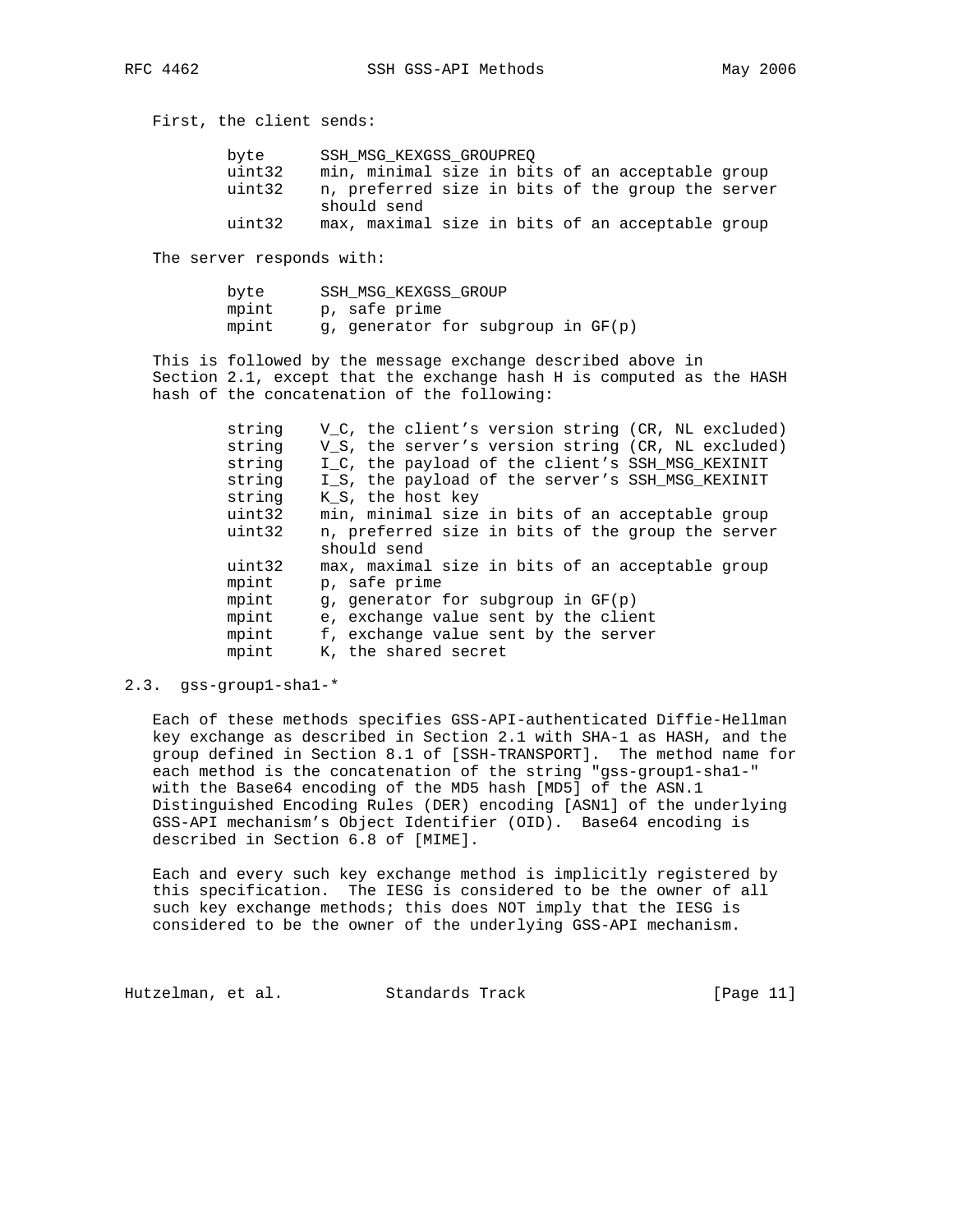First, the client sends:

```
byte      SSH_MSG_KEXGSS_GROUPREQ
uint32    min, minimal size in bits of an acceptable group
uint32    n, preferred size in bits of the group the server
          should send
uint32    max, maximal size in bits of an acceptable group
```

The server responds with:

```
byte      SSH_MSG_KEXGSS_GROUP
mpint     p, safe prime
mpint     g, generator for subgroup in GF(p)
```

This is followed by the message exchange described above in Section 2.1, except that the exchange hash H is computed as the HASH hash of the concatenation of the following:

```
string    V_C, the client's version string (CR, NL excluded)
string    V_S, the server's version string (CR, NL excluded)
string    I_C, the payload of the client's SSH_MSG_KEXINIT
string    I_S, the payload of the server's SSH_MSG_KEXINIT
string    K_S, the host key
uint32    min, minimal size in bits of an acceptable group
uint32    n, preferred size in bits of the group the server
          should send
uint32    max, maximal size in bits of an acceptable group
mpint     p, safe prime
mpint     g, generator for subgroup in GF(p)
mpint     e, exchange value sent by the client
mpint     f, exchange value sent by the server
mpint     K, the shared secret
```

## 2.3. gss-group1-sha1-*

Each of these methods specifies GSS-API-authenticated Diffie-Hellman key exchange as described in Section 2.1 with SHA-1 as HASH, and the group defined in Section 8.1 of [SSH-TRANSPORT]. The method name for each method is the concatenation of the string "gss-group1-sha1-" with the Base64 encoding of the MD5 hash [MD5] of the ASN.1 Distinguished Encoding Rules (DER) encoding [ASN1] of the underlying GSS-API mechanism's Object Identifier (OID). Base64 encoding is described in Section 6.8 of [MIME].

Each and every such key exchange method is implicitly registered by this specification. The IESG is considered to be the owner of all such key exchange methods; this does NOT imply that the IESG is considered to be the owner of the underlying GSS-API mechanism.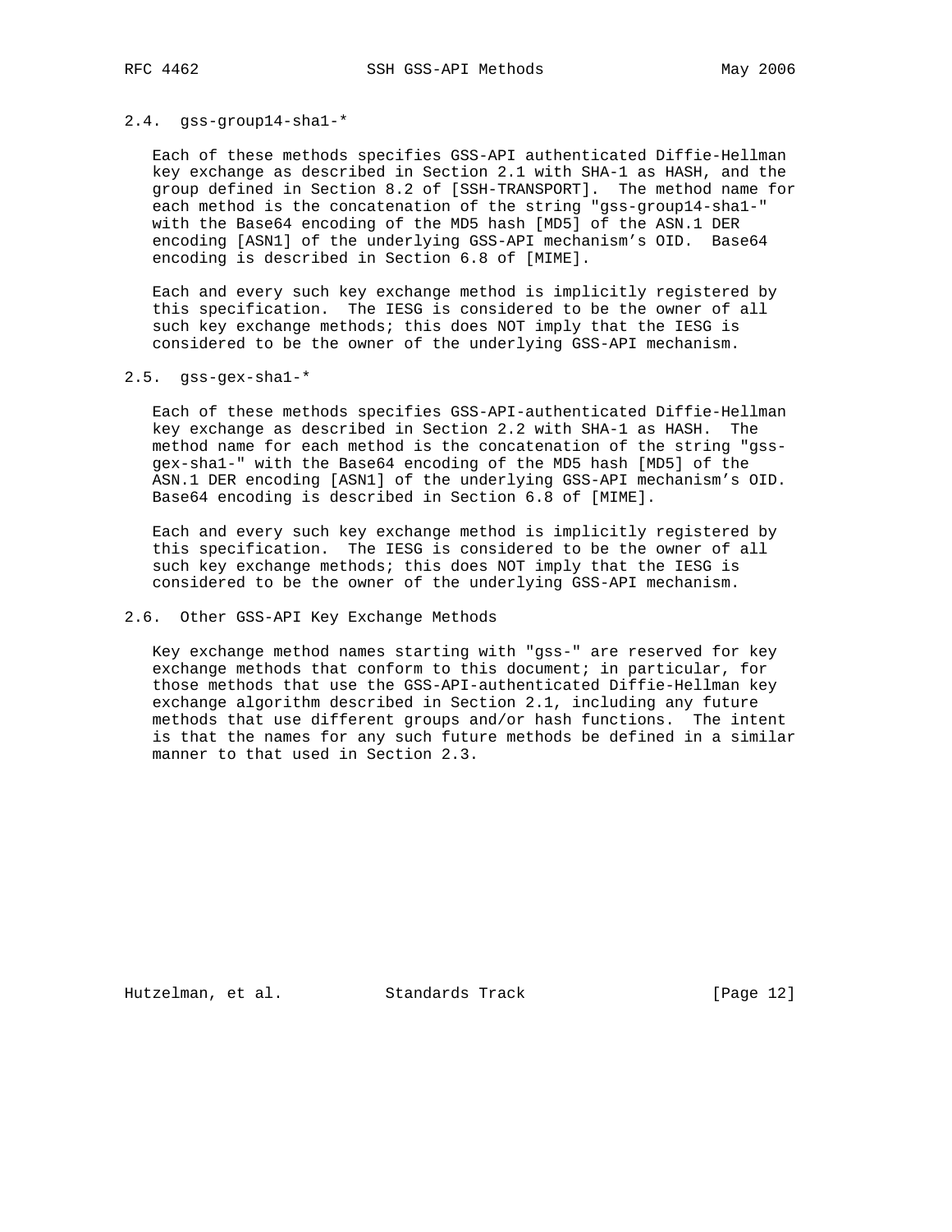### 2.4. gss-group14-sha1-*

Each of these methods specifies GSS-API authenticated Diffie-Hellman key exchange as described in Section 2.1 with SHA-1 as HASH, and the group defined in Section 8.2 of [SSH-TRANSPORT]. The method name for each method is the concatenation of the string "gss-group14-sha1-" with the Base64 encoding of the MD5 hash [MD5] of the ASN.1 DER encoding [ASN1] of the underlying GSS-API mechanism's OID. Base64 encoding is described in Section 6.8 of [MIME].

Each and every such key exchange method is implicitly registered by this specification. The IESG is considered to be the owner of all such key exchange methods; this does NOT imply that the IESG is considered to be the owner of the underlying GSS-API mechanism.

### 2.5. gss-gex-sha1-*

Each of these methods specifies GSS-API-authenticated Diffie-Hellman key exchange as described in Section 2.2 with SHA-1 as HASH. The method name for each method is the concatenation of the string "gss-gex-sha1-" with the Base64 encoding of the MD5 hash [MD5] of the ASN.1 DER encoding [ASN1] of the underlying GSS-API mechanism's OID. Base64 encoding is described in Section 6.8 of [MIME].

Each and every such key exchange method is implicitly registered by this specification. The IESG is considered to be the owner of all such key exchange methods; this does NOT imply that the IESG is considered to be the owner of the underlying GSS-API mechanism.

### 2.6. Other GSS-API Key Exchange Methods

Key exchange method names starting with "gss-" are reserved for key exchange methods that conform to this document; in particular, for those methods that use the GSS-API-authenticated Diffie-Hellman key exchange algorithm described in Section 2.1, including any future methods that use different groups and/or hash functions. The intent is that the names for any such future methods be defined in a similar manner to that used in Section 2.3.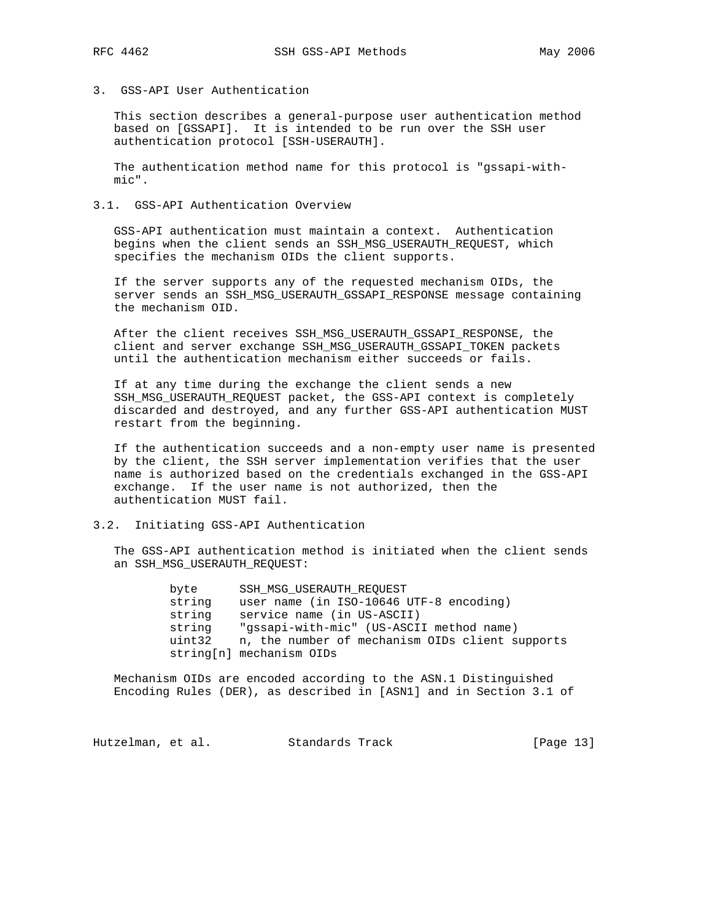## 3. GSS-API User Authentication

This section describes a general-purpose user authentication method based on [GSSAPI]. It is intended to be run over the SSH user authentication protocol [SSH-USERAUTH].

The authentication method name for this protocol is "gssapi-with-mic".

### 3.1. GSS-API Authentication Overview

GSS-API authentication must maintain a context. Authentication begins when the client sends an SSH_MSG_USERAUTH_REQUEST, which specifies the mechanism OIDs the client supports.

If the server supports any of the requested mechanism OIDs, the server sends an SSH_MSG_USERAUTH_GSSAPI_RESPONSE message containing the mechanism OID.

After the client receives SSH_MSG_USERAUTH_GSSAPI_RESPONSE, the client and server exchange SSH_MSG_USERAUTH_GSSAPI_TOKEN packets until the authentication mechanism either succeeds or fails.

If at any time during the exchange the client sends a new SSH_MSG_USERAUTH_REQUEST packet, the GSS-API context is completely discarded and destroyed, and any further GSS-API authentication MUST restart from the beginning.

If the authentication succeeds and a non-empty user name is presented by the client, the SSH server implementation verifies that the user name is authorized based on the credentials exchanged in the GSS-API exchange. If the user name is not authorized, then the authentication MUST fail.

### 3.2. Initiating GSS-API Authentication

The GSS-API authentication method is initiated when the client sends an SSH_MSG_USERAUTH_REQUEST:

```
byte      SSH_MSG_USERAUTH_REQUEST
string    user name (in ISO-10646 UTF-8 encoding)
string    service name (in US-ASCII)
string    "gssapi-with-mic" (US-ASCII method name)
uint32    n, the number of mechanism OIDs client supports
string[n] mechanism OIDs
```

Mechanism OIDs are encoded according to the ASN.1 Distinguished Encoding Rules (DER), as described in [ASN1] and in Section 3.1 of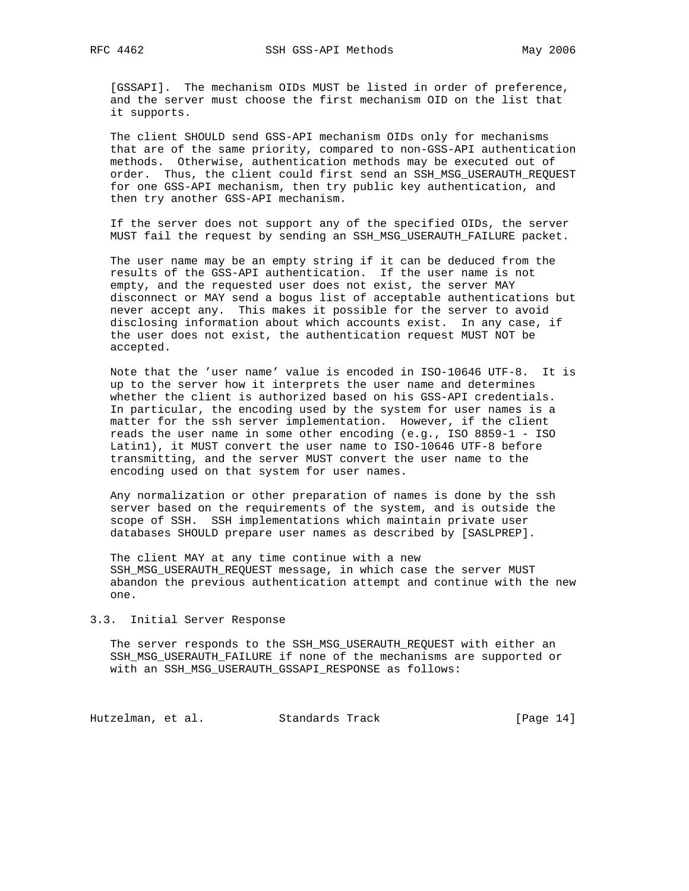[GSSAPI]. The mechanism OIDs MUST be listed in order of preference, and the server must choose the first mechanism OID on the list that it supports.

The client SHOULD send GSS-API mechanism OIDs only for mechanisms that are of the same priority, compared to non-GSS-API authentication methods. Otherwise, authentication methods may be executed out of order. Thus, the client could first send an SSH_MSG_USERAUTH_REQUEST for one GSS-API mechanism, then try public key authentication, and then try another GSS-API mechanism.

If the server does not support any of the specified OIDs, the server MUST fail the request by sending an SSH_MSG_USERAUTH_FAILURE packet.

The user name may be an empty string if it can be deduced from the results of the GSS-API authentication. If the user name is not empty, and the requested user does not exist, the server MAY disconnect or MAY send a bogus list of acceptable authentications but never accept any. This makes it possible for the server to avoid disclosing information about which accounts exist. In any case, if the user does not exist, the authentication request MUST NOT be accepted.

Note that the 'user name' value is encoded in ISO-10646 UTF-8. It is up to the server how it interprets the user name and determines whether the client is authorized based on his GSS-API credentials. In particular, the encoding used by the system for user names is a matter for the ssh server implementation. However, if the client reads the user name in some other encoding (e.g., ISO 8859-1 - ISO Latin1), it MUST convert the user name to ISO-10646 UTF-8 before transmitting, and the server MUST convert the user name to the encoding used on that system for user names.

Any normalization or other preparation of names is done by the ssh server based on the requirements of the system, and is outside the scope of SSH. SSH implementations which maintain private user databases SHOULD prepare user names as described by [SASLPREP].

The client MAY at any time continue with a new SSH_MSG_USERAUTH_REQUEST message, in which case the server MUST abandon the previous authentication attempt and continue with the new one.

## 3.3. Initial Server Response

The server responds to the SSH_MSG_USERAUTH_REQUEST with either an SSH_MSG_USERAUTH_FAILURE if none of the mechanisms are supported or with an SSH_MSG_USERAUTH_GSSAPI_RESPONSE as follows: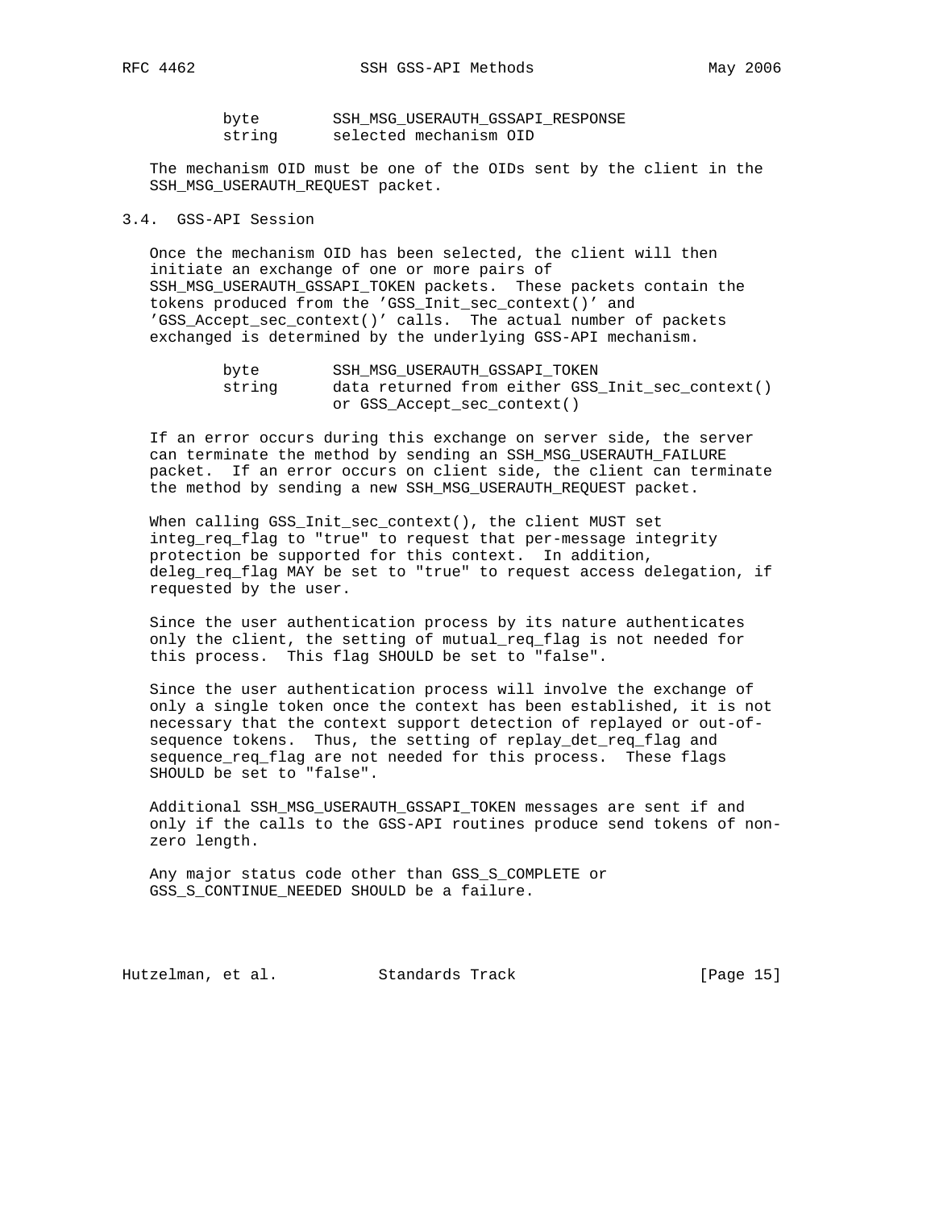```
byte        SSH_MSG_USERAUTH_GSSAPI_RESPONSE
string      selected mechanism OID
```

The mechanism OID must be one of the OIDs sent by the client in the SSH_MSG_USERAUTH_REQUEST packet.

### 3.4. GSS-API Session

Once the mechanism OID has been selected, the client will then initiate an exchange of one or more pairs of SSH_MSG_USERAUTH_GSSAPI_TOKEN packets. These packets contain the tokens produced from the 'GSS_Init_sec_context()' and 'GSS_Accept_sec_context()' calls. The actual number of packets exchanged is determined by the underlying GSS-API mechanism.

```
byte        SSH_MSG_USERAUTH_GSSAPI_TOKEN
string      data returned from either GSS_Init_sec_context()
            or GSS_Accept_sec_context()
```

If an error occurs during this exchange on server side, the server can terminate the method by sending an SSH_MSG_USERAUTH_FAILURE packet. If an error occurs on client side, the client can terminate the method by sending a new SSH_MSG_USERAUTH_REQUEST packet.

When calling GSS_Init_sec_context(), the client MUST set integ_req_flag to "true" to request that per-message integrity protection be supported for this context. In addition, deleg_req_flag MAY be set to "true" to request access delegation, if requested by the user.

Since the user authentication process by its nature authenticates only the client, the setting of mutual_req_flag is not needed for this process. This flag SHOULD be set to "false".

Since the user authentication process will involve the exchange of only a single token once the context has been established, it is not necessary that the context support detection of replayed or out-of-sequence tokens. Thus, the setting of replay_det_req_flag and sequence_req_flag are not needed for this process. These flags SHOULD be set to "false".

Additional SSH_MSG_USERAUTH_GSSAPI_TOKEN messages are sent if and only if the calls to the GSS-API routines produce send tokens of non-zero length.

Any major status code other than GSS_S_COMPLETE or GSS_S_CONTINUE_NEEDED SHOULD be a failure.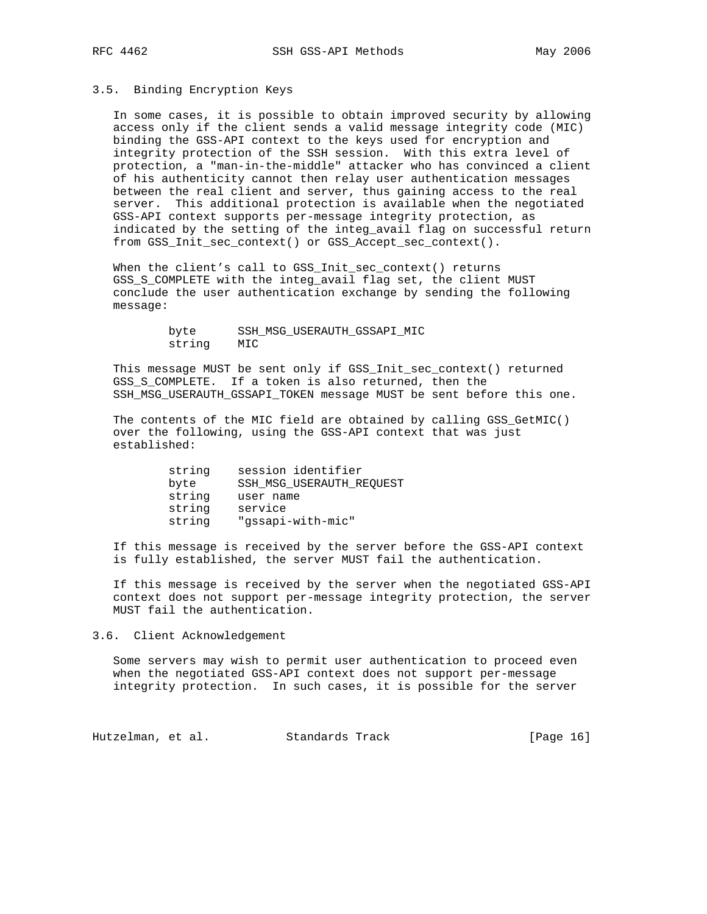### 3.5. Binding Encryption Keys

In some cases, it is possible to obtain improved security by allowing access only if the client sends a valid message integrity code (MIC) binding the GSS-API context to the keys used for encryption and integrity protection of the SSH session. With this extra level of protection, a "man-in-the-middle" attacker who has convinced a client of his authenticity cannot then relay user authentication messages between the real client and server, thus gaining access to the real server. This additional protection is available when the negotiated GSS-API context supports per-message integrity protection, as indicated by the setting of the integ_avail flag on successful return from GSS_Init_sec_context() or GSS_Accept_sec_context().

When the client’s call to GSS_Init_sec_context() returns GSS_S_COMPLETE with the integ_avail flag set, the client MUST conclude the user authentication exchange by sending the following message:

```
byte      SSH_MSG_USERAUTH_GSSAPI_MIC
string    MIC
```

This message MUST be sent only if GSS_Init_sec_context() returned GSS_S_COMPLETE. If a token is also returned, then the SSH_MSG_USERAUTH_GSSAPI_TOKEN message MUST be sent before this one.

The contents of the MIC field are obtained by calling GSS_GetMIC() over the following, using the GSS-API context that was just established:

```
string    session identifier
byte      SSH_MSG_USERAUTH_REQUEST
string    user name
string    service
string    "gssapi-with-mic"
```

If this message is received by the server before the GSS-API context is fully established, the server MUST fail the authentication.

If this message is received by the server when the negotiated GSS-API context does not support per-message integrity protection, the server MUST fail the authentication.

### 3.6. Client Acknowledgement

Some servers may wish to permit user authentication to proceed even when the negotiated GSS-API context does not support per-message integrity protection. In such cases, it is possible for the server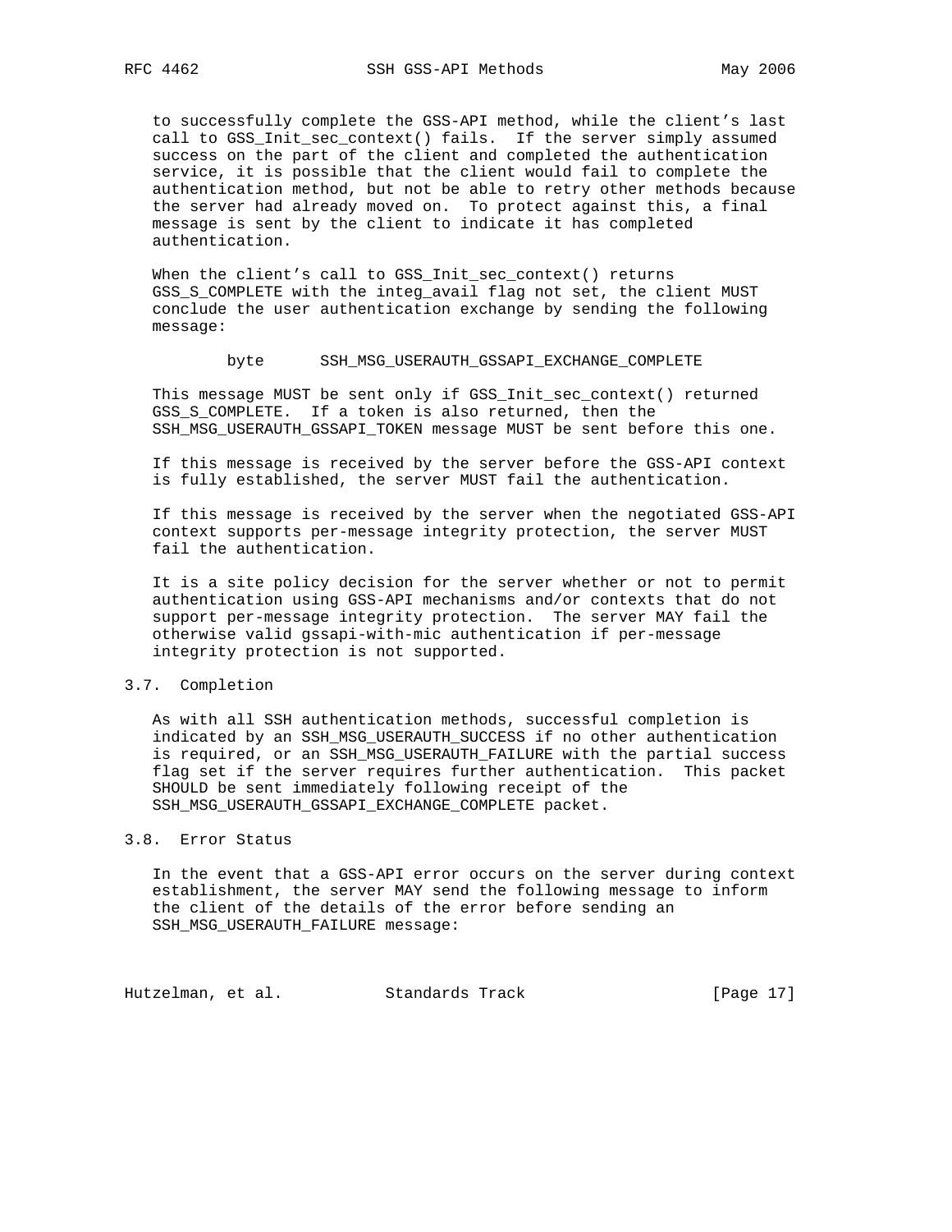to successfully complete the GSS-API method, while the client's last call to GSS_Init_sec_context() fails. If the server simply assumed success on the part of the client and completed the authentication service, it is possible that the client would fail to complete the authentication method, but not be able to retry other methods because the server had already moved on. To protect against this, a final message is sent by the client to indicate it has completed authentication.

When the client's call to GSS_Init_sec_context() returns GSS_S_COMPLETE with the integ_avail flag not set, the client MUST conclude the user authentication exchange by sending the following message:

```
byte      SSH_MSG_USERAUTH_GSSAPI_EXCHANGE_COMPLETE
```

This message MUST be sent only if GSS_Init_sec_context() returned GSS_S_COMPLETE. If a token is also returned, then the SSH_MSG_USERAUTH_GSSAPI_TOKEN message MUST be sent before this one.

If this message is received by the server before the GSS-API context is fully established, the server MUST fail the authentication.

If this message is received by the server when the negotiated GSS-API context supports per-message integrity protection, the server MUST fail the authentication.

It is a site policy decision for the server whether or not to permit authentication using GSS-API mechanisms and/or contexts that do not support per-message integrity protection. The server MAY fail the otherwise valid gssapi-with-mic authentication if per-message integrity protection is not supported.

### 3.7. Completion

As with all SSH authentication methods, successful completion is indicated by an SSH_MSG_USERAUTH_SUCCESS if no other authentication is required, or an SSH_MSG_USERAUTH_FAILURE with the partial success flag set if the server requires further authentication. This packet SHOULD be sent immediately following receipt of the SSH_MSG_USERAUTH_GSSAPI_EXCHANGE_COMPLETE packet.

### 3.8. Error Status

In the event that a GSS-API error occurs on the server during context establishment, the server MAY send the following message to inform the client of the details of the error before sending an SSH_MSG_USERAUTH_FAILURE message: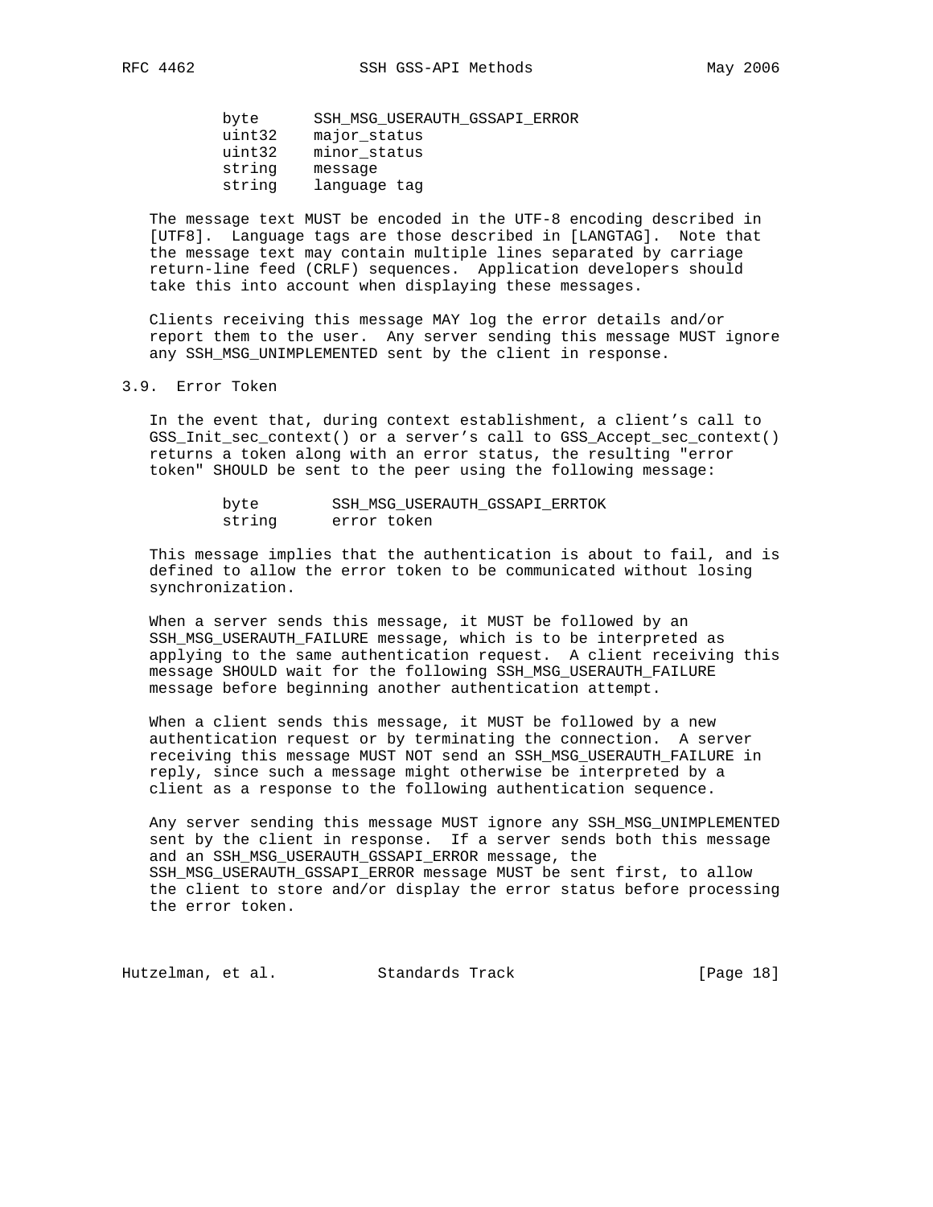```
byte      SSH_MSG_USERAUTH_GSSAPI_ERROR
uint32    major_status
uint32    minor_status
string    message
string    language tag
```

The message text MUST be encoded in the UTF-8 encoding described in [UTF8]. Language tags are those described in [LANGTAG]. Note that the message text may contain multiple lines separated by carriage return-line feed (CRLF) sequences. Application developers should take this into account when displaying these messages.

Clients receiving this message MAY log the error details and/or report them to the user. Any server sending this message MUST ignore any SSH_MSG_UNIMPLEMENTED sent by the client in response.

## 3.9. Error Token

In the event that, during context establishment, a client's call to GSS_Init_sec_context() or a server's call to GSS_Accept_sec_context() returns a token along with an error status, the resulting "error token" SHOULD be sent to the peer using the following message:

```
byte        SSH_MSG_USERAUTH_GSSAPI_ERRTOK
string      error token
```

This message implies that the authentication is about to fail, and is defined to allow the error token to be communicated without losing synchronization.

When a server sends this message, it MUST be followed by an SSH_MSG_USERAUTH_FAILURE message, which is to be interpreted as applying to the same authentication request. A client receiving this message SHOULD wait for the following SSH_MSG_USERAUTH_FAILURE message before beginning another authentication attempt.

When a client sends this message, it MUST be followed by a new authentication request or by terminating the connection. A server receiving this message MUST NOT send an SSH_MSG_USERAUTH_FAILURE in reply, since such a message might otherwise be interpreted by a client as a response to the following authentication sequence.

Any server sending this message MUST ignore any SSH_MSG_UNIMPLEMENTED sent by the client in response. If a server sends both this message and an SSH_MSG_USERAUTH_GSSAPI_ERROR message, the SSH_MSG_USERAUTH_GSSAPI_ERROR message MUST be sent first, to allow the client to store and/or display the error status before processing the error token.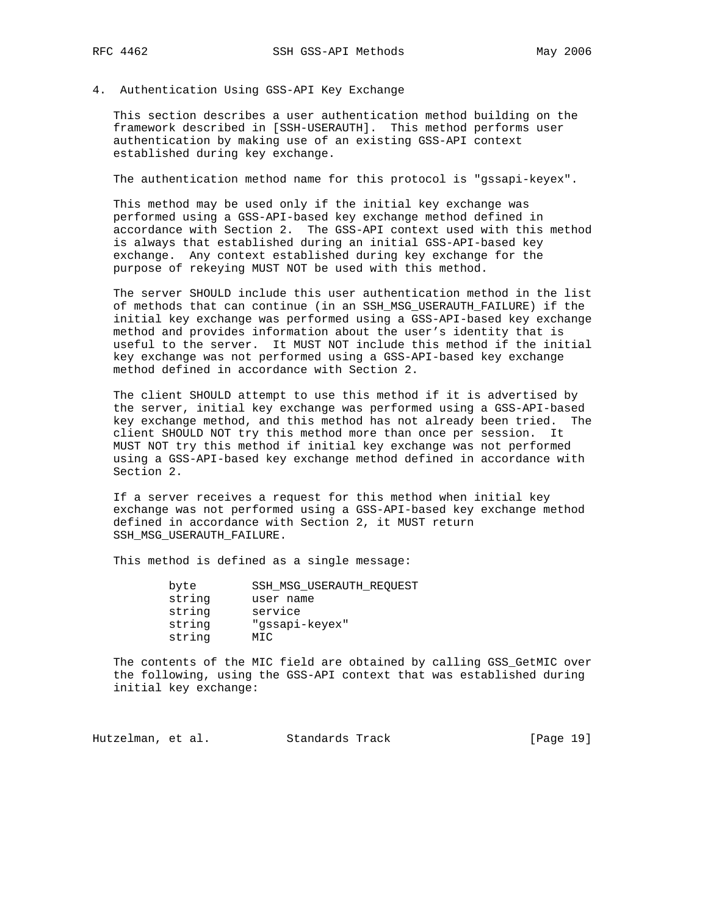## 4. Authentication Using GSS-API Key Exchange

This section describes a user authentication method building on the framework described in [SSH-USERAUTH]. This method performs user authentication by making use of an existing GSS-API context established during key exchange.

The authentication method name for this protocol is "gssapi-keyex".

This method may be used only if the initial key exchange was performed using a GSS-API-based key exchange method defined in accordance with Section 2. The GSS-API context used with this method is always that established during an initial GSS-API-based key exchange. Any context established during key exchange for the purpose of rekeying MUST NOT be used with this method.

The server SHOULD include this user authentication method in the list of methods that can continue (in an SSH_MSG_USERAUTH_FAILURE) if the initial key exchange was performed using a GSS-API-based key exchange method and provides information about the user's identity that is useful to the server. It MUST NOT include this method if the initial key exchange was not performed using a GSS-API-based key exchange method defined in accordance with Section 2.

The client SHOULD attempt to use this method if it is advertised by the server, initial key exchange was performed using a GSS-API-based key exchange method, and this method has not already been tried. The client SHOULD NOT try this method more than once per session. It MUST NOT try this method if initial key exchange was not performed using a GSS-API-based key exchange method defined in accordance with Section 2.

If a server receives a request for this method when initial key exchange was not performed using a GSS-API-based key exchange method defined in accordance with Section 2, it MUST return SSH_MSG_USERAUTH_FAILURE.

This method is defined as a single message:

```
byte      SSH_MSG_USERAUTH_REQUEST
string    user name
string    service
string    "gssapi-keyex"
string    MIC
```

The contents of the MIC field are obtained by calling GSS_GetMIC over the following, using the GSS-API context that was established during initial key exchange: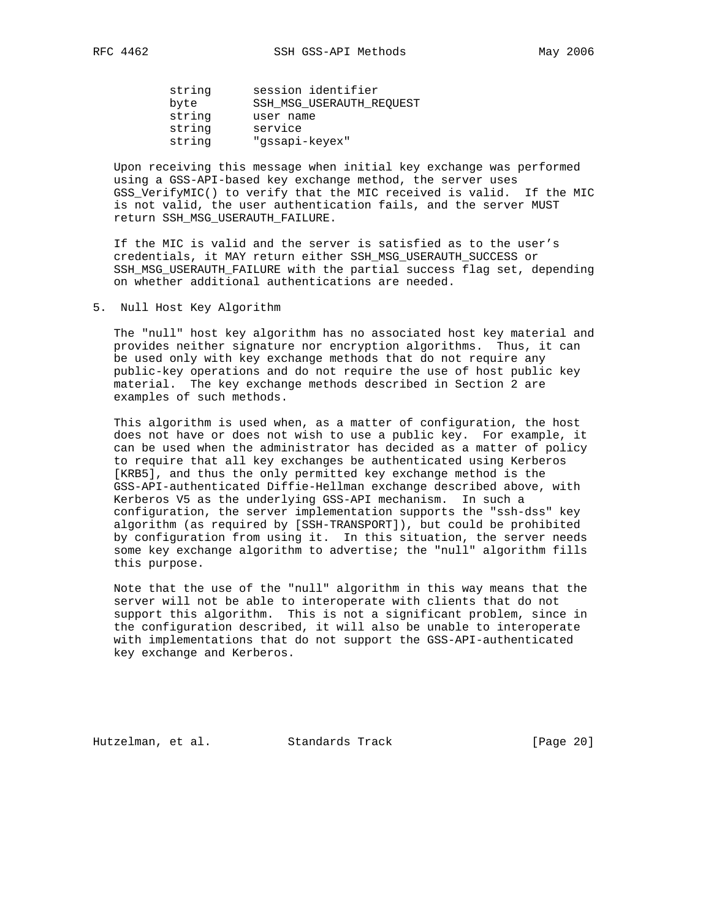```
string      session identifier
byte        SSH_MSG_USERAUTH_REQUEST
string      user name
string      service
string      "gssapi-keyex"
```

Upon receiving this message when initial key exchange was performed using a GSS-API-based key exchange method, the server uses GSS_VerifyMIC() to verify that the MIC received is valid. If the MIC is not valid, the user authentication fails, and the server MUST return SSH_MSG_USERAUTH_FAILURE.

If the MIC is valid and the server is satisfied as to the user's credentials, it MAY return either SSH_MSG_USERAUTH_SUCCESS or SSH_MSG_USERAUTH_FAILURE with the partial success flag set, depending on whether additional authentications are needed.

## 5. Null Host Key Algorithm

The "null" host key algorithm has no associated host key material and provides neither signature nor encryption algorithms. Thus, it can be used only with key exchange methods that do not require any public-key operations and do not require the use of host public key material. The key exchange methods described in Section 2 are examples of such methods.

This algorithm is used when, as a matter of configuration, the host does not have or does not wish to use a public key. For example, it can be used when the administrator has decided as a matter of policy to require that all key exchanges be authenticated using Kerberos [KRB5], and thus the only permitted key exchange method is the GSS-API-authenticated Diffie-Hellman exchange described above, with Kerberos V5 as the underlying GSS-API mechanism. In such a configuration, the server implementation supports the "ssh-dss" key algorithm (as required by [SSH-TRANSPORT]), but could be prohibited by configuration from using it. In this situation, the server needs some key exchange algorithm to advertise; the "null" algorithm fills this purpose.

Note that the use of the "null" algorithm in this way means that the server will not be able to interoperate with clients that do not support this algorithm. This is not a significant problem, since in the configuration described, it will also be unable to interoperate with implementations that do not support the GSS-API-authenticated key exchange and Kerberos.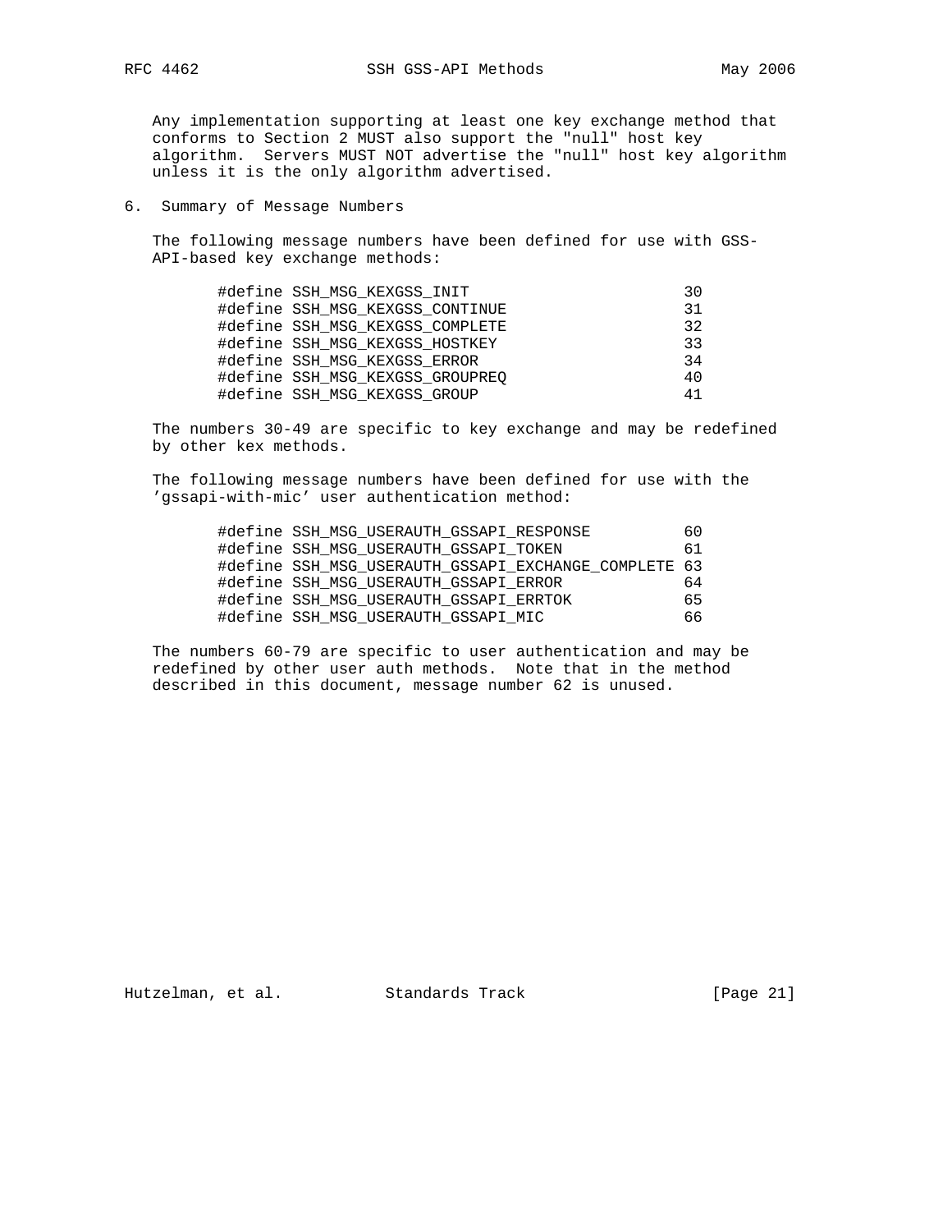Any implementation supporting at least one key exchange method that conforms to Section 2 MUST also support the "null" host key algorithm. Servers MUST NOT advertise the "null" host key algorithm unless it is the only algorithm advertised.

## 6. Summary of Message Numbers

The following message numbers have been defined for use with GSS-API-based key exchange methods:

```
#define SSH_MSG_KEXGSS_INIT                       30
#define SSH_MSG_KEXGSS_CONTINUE                   31
#define SSH_MSG_KEXGSS_COMPLETE                   32
#define SSH_MSG_KEXGSS_HOSTKEY                    33
#define SSH_MSG_KEXGSS_ERROR                      34
#define SSH_MSG_KEXGSS_GROUPREQ                   40
#define SSH_MSG_KEXGSS_GROUP                      41
```

The numbers 30-49 are specific to key exchange and may be redefined by other kex methods.

The following message numbers have been defined for use with the 'gssapi-with-mic' user authentication method:

```
#define SSH_MSG_USERAUTH_GSSAPI_RESPONSE          60
#define SSH_MSG_USERAUTH_GSSAPI_TOKEN             61
#define SSH_MSG_USERAUTH_GSSAPI_EXCHANGE_COMPLETE 63
#define SSH_MSG_USERAUTH_GSSAPI_ERROR             64
#define SSH_MSG_USERAUTH_GSSAPI_ERRTOK            65
#define SSH_MSG_USERAUTH_GSSAPI_MIC               66
```

The numbers 60-79 are specific to user authentication and may be redefined by other user auth methods. Note that in the method described in this document, message number 62 is unused.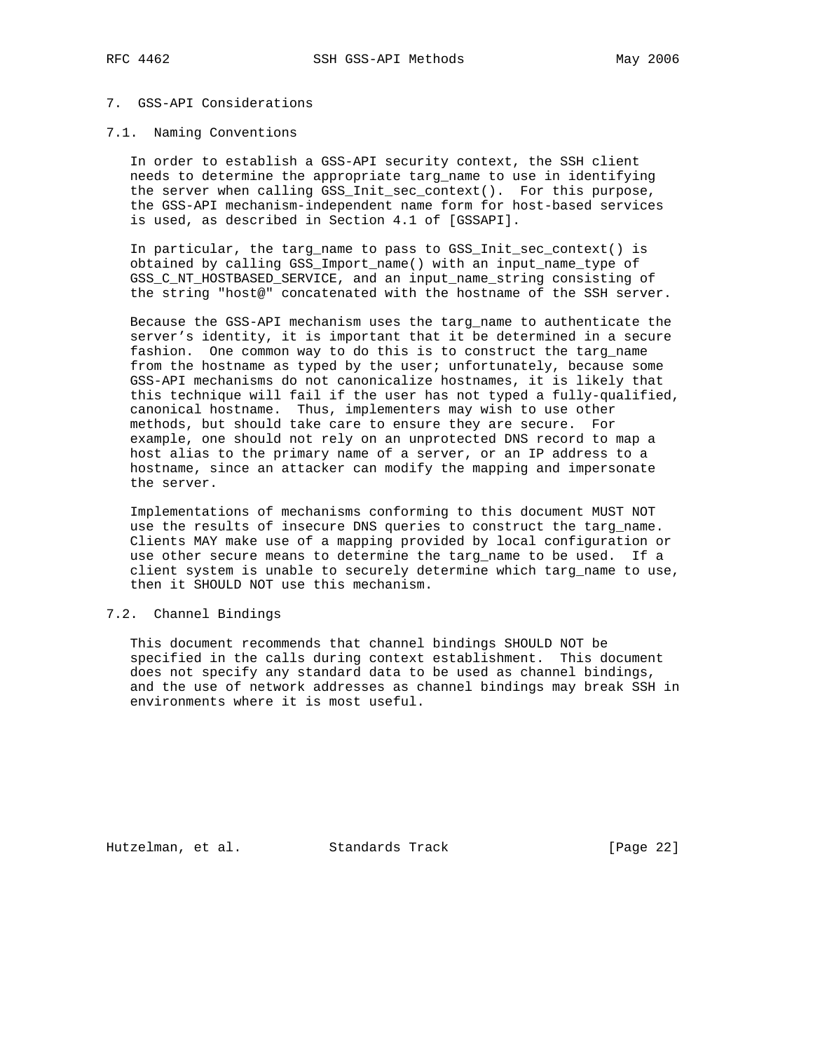## 7. GSS-API Considerations

### 7.1. Naming Conventions

In order to establish a GSS-API security context, the SSH client needs to determine the appropriate targ_name to use in identifying the server when calling GSS_Init_sec_context(). For this purpose, the GSS-API mechanism-independent name form for host-based services is used, as described in Section 4.1 of [GSSAPI].

In particular, the targ_name to pass to GSS_Init_sec_context() is obtained by calling GSS_Import_name() with an input_name_type of GSS_C_NT_HOSTBASED_SERVICE, and an input_name_string consisting of the string "host@" concatenated with the hostname of the SSH server.

Because the GSS-API mechanism uses the targ_name to authenticate the server's identity, it is important that it be determined in a secure fashion. One common way to do this is to construct the targ_name from the hostname as typed by the user; unfortunately, because some GSS-API mechanisms do not canonicalize hostnames, it is likely that this technique will fail if the user has not typed a fully-qualified, canonical hostname. Thus, implementers may wish to use other methods, but should take care to ensure they are secure. For example, one should not rely on an unprotected DNS record to map a host alias to the primary name of a server, or an IP address to a hostname, since an attacker can modify the mapping and impersonate the server.

Implementations of mechanisms conforming to this document MUST NOT use the results of insecure DNS queries to construct the targ_name. Clients MAY make use of a mapping provided by local configuration or use other secure means to determine the targ_name to be used. If a client system is unable to securely determine which targ_name to use, then it SHOULD NOT use this mechanism.

### 7.2. Channel Bindings

This document recommends that channel bindings SHOULD NOT be specified in the calls during context establishment. This document does not specify any standard data to be used as channel bindings, and the use of network addresses as channel bindings may break SSH in environments where it is most useful.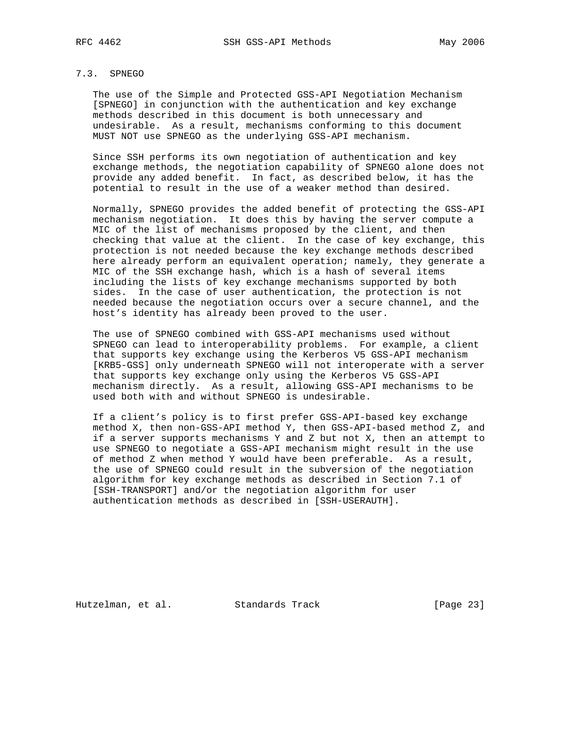## 7.3. SPNEGO

The use of the Simple and Protected GSS-API Negotiation Mechanism [SPNEGO] in conjunction with the authentication and key exchange methods described in this document is both unnecessary and undesirable. As a result, mechanisms conforming to this document MUST NOT use SPNEGO as the underlying GSS-API mechanism.

Since SSH performs its own negotiation of authentication and key exchange methods, the negotiation capability of SPNEGO alone does not provide any added benefit. In fact, as described below, it has the potential to result in the use of a weaker method than desired.

Normally, SPNEGO provides the added benefit of protecting the GSS-API mechanism negotiation. It does this by having the server compute a MIC of the list of mechanisms proposed by the client, and then checking that value at the client. In the case of key exchange, this protection is not needed because the key exchange methods described here already perform an equivalent operation; namely, they generate a MIC of the SSH exchange hash, which is a hash of several items including the lists of key exchange mechanisms supported by both sides. In the case of user authentication, the protection is not needed because the negotiation occurs over a secure channel, and the host's identity has already been proved to the user.

The use of SPNEGO combined with GSS-API mechanisms used without SPNEGO can lead to interoperability problems. For example, a client that supports key exchange using the Kerberos V5 GSS-API mechanism [KRB5-GSS] only underneath SPNEGO will not interoperate with a server that supports key exchange only using the Kerberos V5 GSS-API mechanism directly. As a result, allowing GSS-API mechanisms to be used both with and without SPNEGO is undesirable.

If a client's policy is to first prefer GSS-API-based key exchange method X, then non-GSS-API method Y, then GSS-API-based method Z, and if a server supports mechanisms Y and Z but not X, then an attempt to use SPNEGO to negotiate a GSS-API mechanism might result in the use of method Z when method Y would have been preferable. As a result, the use of SPNEGO could result in the subversion of the negotiation algorithm for key exchange methods as described in Section 7.1 of [SSH-TRANSPORT] and/or the negotiation algorithm for user authentication methods as described in [SSH-USERAUTH].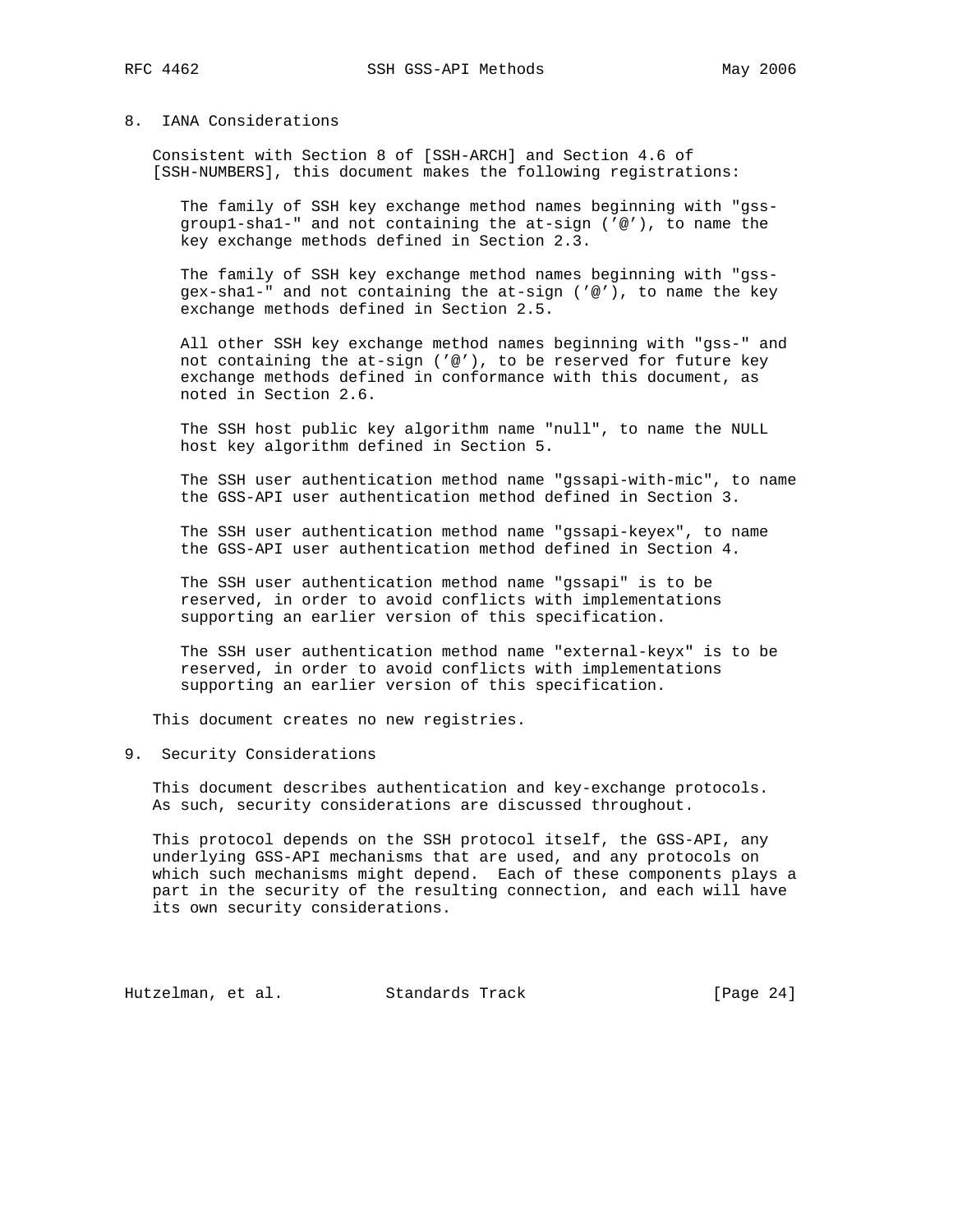## 8. IANA Considerations

Consistent with Section 8 of [SSH-ARCH] and Section 4.6 of [SSH-NUMBERS], this document makes the following registrations:

The family of SSH key exchange method names beginning with "gss-group1-sha1-" and not containing the at-sign ('@'), to name the key exchange methods defined in Section 2.3.

The family of SSH key exchange method names beginning with "gss-gex-sha1-" and not containing the at-sign ('@'), to name the key exchange methods defined in Section 2.5.

All other SSH key exchange method names beginning with "gss-" and not containing the at-sign ('@'), to be reserved for future key exchange methods defined in conformance with this document, as noted in Section 2.6.

The SSH host public key algorithm name "null", to name the NULL host key algorithm defined in Section 5.

The SSH user authentication method name "gssapi-with-mic", to name the GSS-API user authentication method defined in Section 3.

The SSH user authentication method name "gssapi-keyex", to name the GSS-API user authentication method defined in Section 4.

The SSH user authentication method name "gssapi" is to be reserved, in order to avoid conflicts with implementations supporting an earlier version of this specification.

The SSH user authentication method name "external-keyx" is to be reserved, in order to avoid conflicts with implementations supporting an earlier version of this specification.

This document creates no new registries.

## 9. Security Considerations

This document describes authentication and key-exchange protocols. As such, security considerations are discussed throughout.

This protocol depends on the SSH protocol itself, the GSS-API, any underlying GSS-API mechanisms that are used, and any protocols on which such mechanisms might depend. Each of these components plays a part in the security of the resulting connection, and each will have its own security considerations.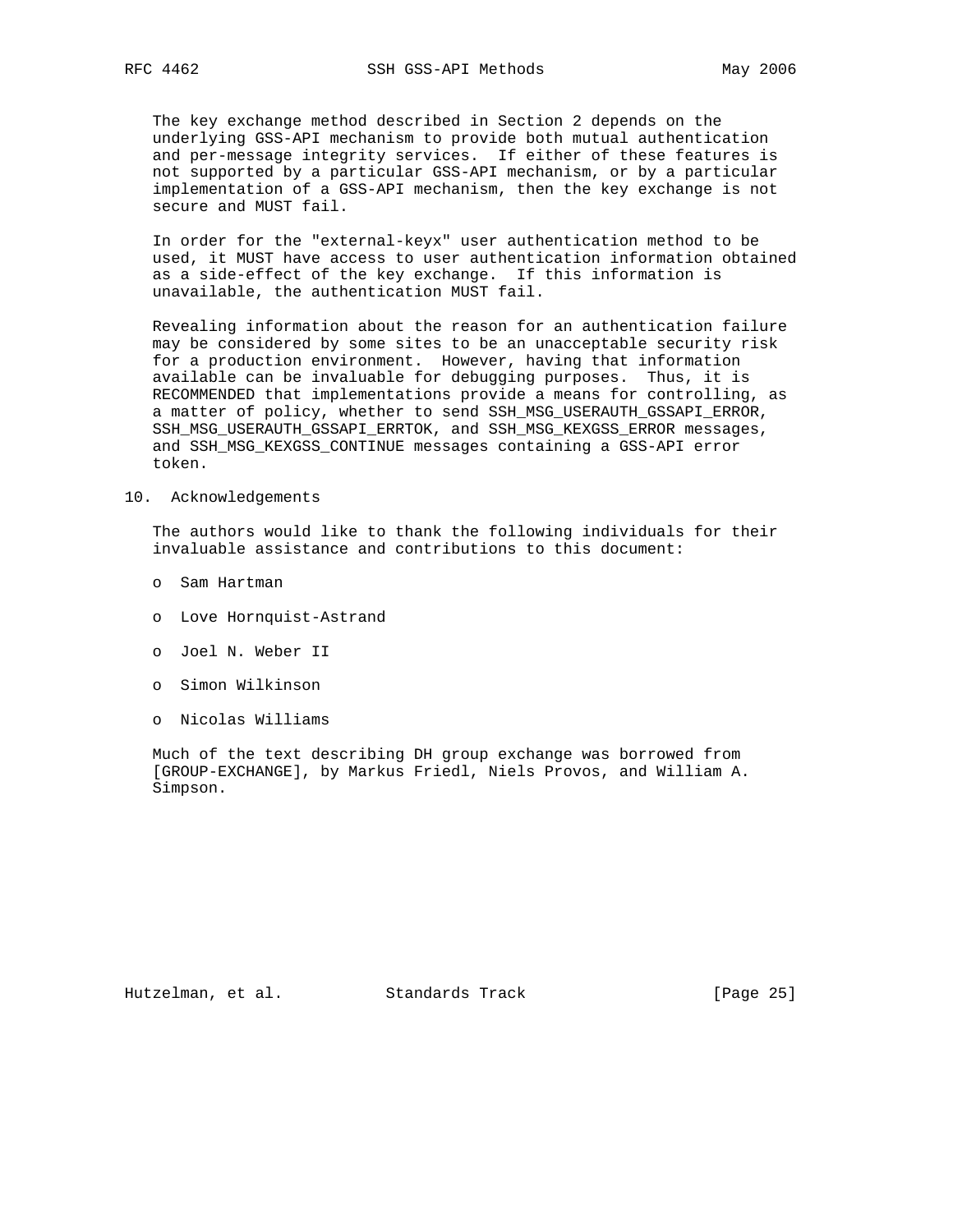The key exchange method described in Section 2 depends on the underlying GSS-API mechanism to provide both mutual authentication and per-message integrity services. If either of these features is not supported by a particular GSS-API mechanism, or by a particular implementation of a GSS-API mechanism, then the key exchange is not secure and MUST fail.

In order for the "external-keyx" user authentication method to be used, it MUST have access to user authentication information obtained as a side-effect of the key exchange. If this information is unavailable, the authentication MUST fail.

Revealing information about the reason for an authentication failure may be considered by some sites to be an unacceptable security risk for a production environment. However, having that information available can be invaluable for debugging purposes. Thus, it is RECOMMENDED that implementations provide a means for controlling, as a matter of policy, whether to send SSH_MSG_USERAUTH_GSSAPI_ERROR, SSH_MSG_USERAUTH_GSSAPI_ERRTOK, and SSH_MSG_KEXGSS_ERROR messages, and SSH_MSG_KEXGSS_CONTINUE messages containing a GSS-API error token.

## 10. Acknowledgements

The authors would like to thank the following individuals for their invaluable assistance and contributions to this document:

- Sam Hartman
- Love Hornquist-Astrand
- Joel N. Weber II
- Simon Wilkinson
- Nicolas Williams

Much of the text describing DH group exchange was borrowed from [GROUP-EXCHANGE], by Markus Friedl, Niels Provos, and William A. Simpson.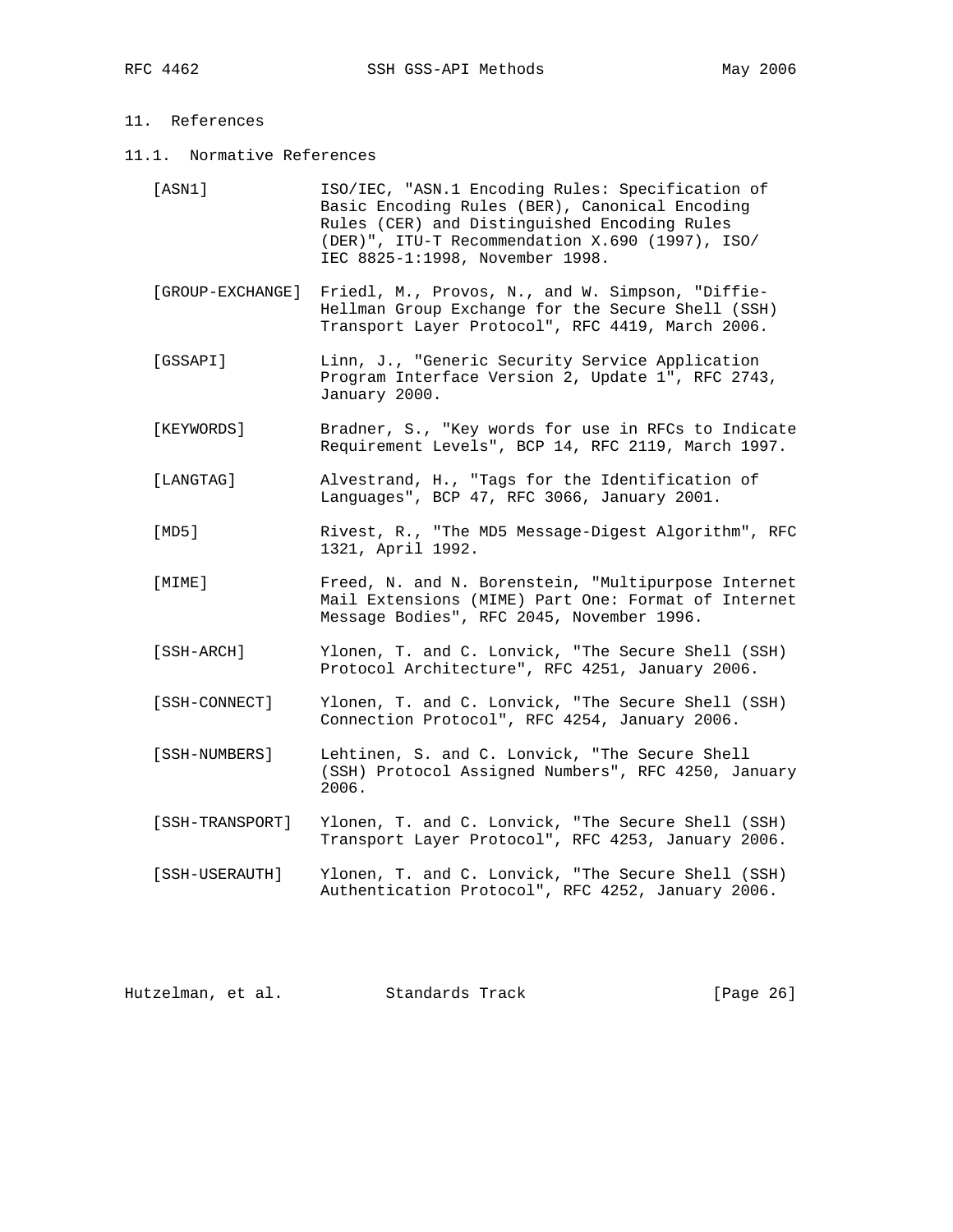## 11. References

### 11.1. Normative References

[ASN1] ISO/IEC, "ASN.1 Encoding Rules: Specification of Basic Encoding Rules (BER), Canonical Encoding Rules (CER) and Distinguished Encoding Rules (DER)", ITU-T Recommendation X.690 (1997), ISO/ IEC 8825-1:1998, November 1998.

[GROUP-EXCHANGE] Friedl, M., Provos, N., and W. Simpson, "Diffie-Hellman Group Exchange for the Secure Shell (SSH) Transport Layer Protocol", RFC 4419, March 2006.

[GSSAPI] Linn, J., "Generic Security Service Application Program Interface Version 2, Update 1", RFC 2743, January 2000.

[KEYWORDS] Bradner, S., "Key words for use in RFCs to Indicate Requirement Levels", BCP 14, RFC 2119, March 1997.

[LANGTAG] Alvestrand, H., "Tags for the Identification of Languages", BCP 47, RFC 3066, January 2001.

[MD5] Rivest, R., "The MD5 Message-Digest Algorithm", RFC 1321, April 1992.

[MIME] Freed, N. and N. Borenstein, "Multipurpose Internet Mail Extensions (MIME) Part One: Format of Internet Message Bodies", RFC 2045, November 1996.

[SSH-ARCH] Ylonen, T. and C. Lonvick, "The Secure Shell (SSH) Protocol Architecture", RFC 4251, January 2006.

[SSH-CONNECT] Ylonen, T. and C. Lonvick, "The Secure Shell (SSH) Connection Protocol", RFC 4254, January 2006.

[SSH-NUMBERS] Lehtinen, S. and C. Lonvick, "The Secure Shell (SSH) Protocol Assigned Numbers", RFC 4250, January 2006.

[SSH-TRANSPORT] Ylonen, T. and C. Lonvick, "The Secure Shell (SSH) Transport Layer Protocol", RFC 4253, January 2006.

[SSH-USERAUTH] Ylonen, T. and C. Lonvick, "The Secure Shell (SSH) Authentication Protocol", RFC 4252, January 2006.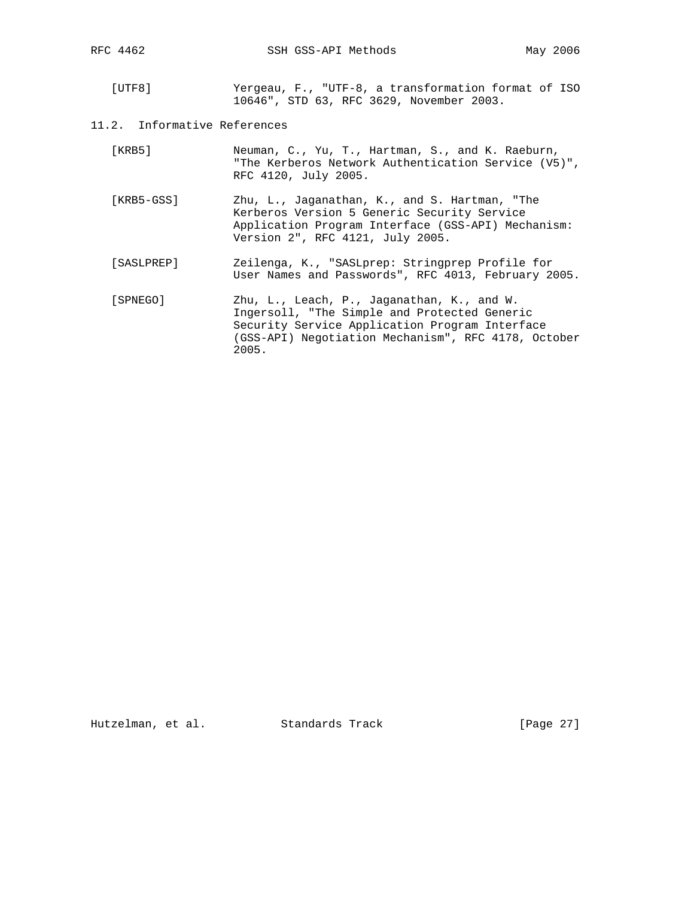[UTF8] Yergeau, F., "UTF-8, a transformation format of ISO 10646", STD 63, RFC 3629, November 2003.

## 11.2. Informative References

[KRB5] Neuman, C., Yu, T., Hartman, S., and K. Raeburn, "The Kerberos Network Authentication Service (V5)", RFC 4120, July 2005.

[KRB5-GSS] Zhu, L., Jaganathan, K., and S. Hartman, "The Kerberos Version 5 Generic Security Service Application Program Interface (GSS-API) Mechanism: Version 2", RFC 4121, July 2005.

[SASLPREP] Zeilenga, K., "SASLprep: Stringprep Profile for User Names and Passwords", RFC 4013, February 2005.

[SPNEGO] Zhu, L., Leach, P., Jaganathan, K., and W. Ingersoll, "The Simple and Protected Generic Security Service Application Program Interface (GSS-API) Negotiation Mechanism", RFC 4178, October 2005.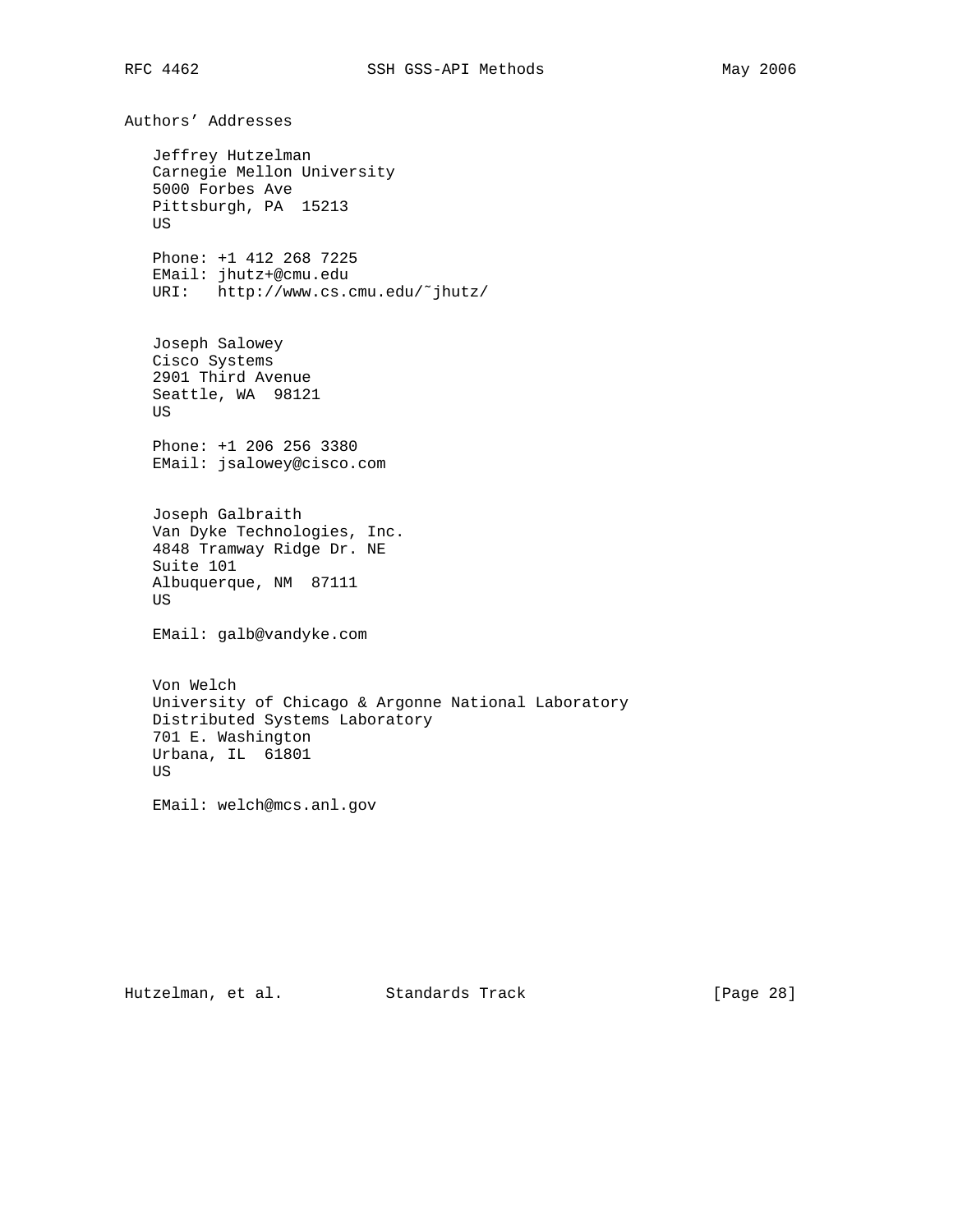## Authors' Addresses

Jeffrey Hutzelman
Carnegie Mellon University
5000 Forbes Ave
Pittsburgh, PA  15213
US

Phone: +1 412 268 7225
EMail: jhutz+@cmu.edu
URI:   http://www.cs.cmu.edu/~jhutz/

Joseph Salowey
Cisco Systems
2901 Third Avenue
Seattle, WA  98121
US

Phone: +1 206 256 3380
EMail: jsalowey@cisco.com

Joseph Galbraith
Van Dyke Technologies, Inc.
4848 Tramway Ridge Dr. NE
Suite 101
Albuquerque, NM  87111
US

EMail: galb@vandyke.com

Von Welch
University of Chicago & Argonne National Laboratory
Distributed Systems Laboratory
701 E. Washington
Urbana, IL  61801
US

EMail: welch@mcs.anl.gov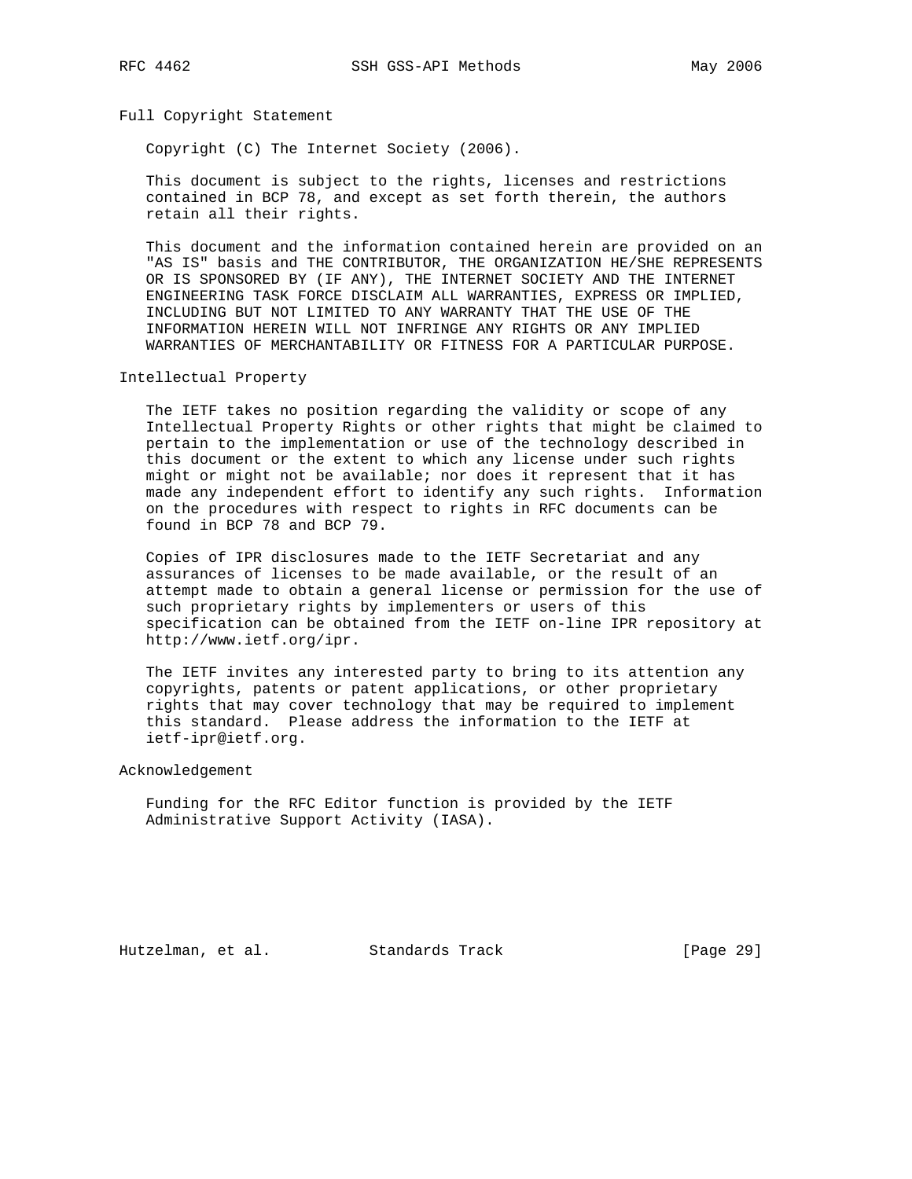## Full Copyright Statement

Copyright (C) The Internet Society (2006).

This document is subject to the rights, licenses and restrictions contained in BCP 78, and except as set forth therein, the authors retain all their rights.

This document and the information contained herein are provided on an "AS IS" basis and THE CONTRIBUTOR, THE ORGANIZATION HE/SHE REPRESENTS OR IS SPONSORED BY (IF ANY), THE INTERNET SOCIETY AND THE INTERNET ENGINEERING TASK FORCE DISCLAIM ALL WARRANTIES, EXPRESS OR IMPLIED, INCLUDING BUT NOT LIMITED TO ANY WARRANTY THAT THE USE OF THE INFORMATION HEREIN WILL NOT INFRINGE ANY RIGHTS OR ANY IMPLIED WARRANTIES OF MERCHANTABILITY OR FITNESS FOR A PARTICULAR PURPOSE.

## Intellectual Property

The IETF takes no position regarding the validity or scope of any Intellectual Property Rights or other rights that might be claimed to pertain to the implementation or use of the technology described in this document or the extent to which any license under such rights might or might not be available; nor does it represent that it has made any independent effort to identify any such rights. Information on the procedures with respect to rights in RFC documents can be found in BCP 78 and BCP 79.

Copies of IPR disclosures made to the IETF Secretariat and any assurances of licenses to be made available, or the result of an attempt made to obtain a general license or permission for the use of such proprietary rights by implementers or users of this specification can be obtained from the IETF on-line IPR repository at http://www.ietf.org/ipr.

The IETF invites any interested party to bring to its attention any copyrights, patents or patent applications, or other proprietary rights that may cover technology that may be required to implement this standard. Please address the information to the IETF at ietf-ipr@ietf.org.

## Acknowledgement

Funding for the RFC Editor function is provided by the IETF Administrative Support Activity (IASA).